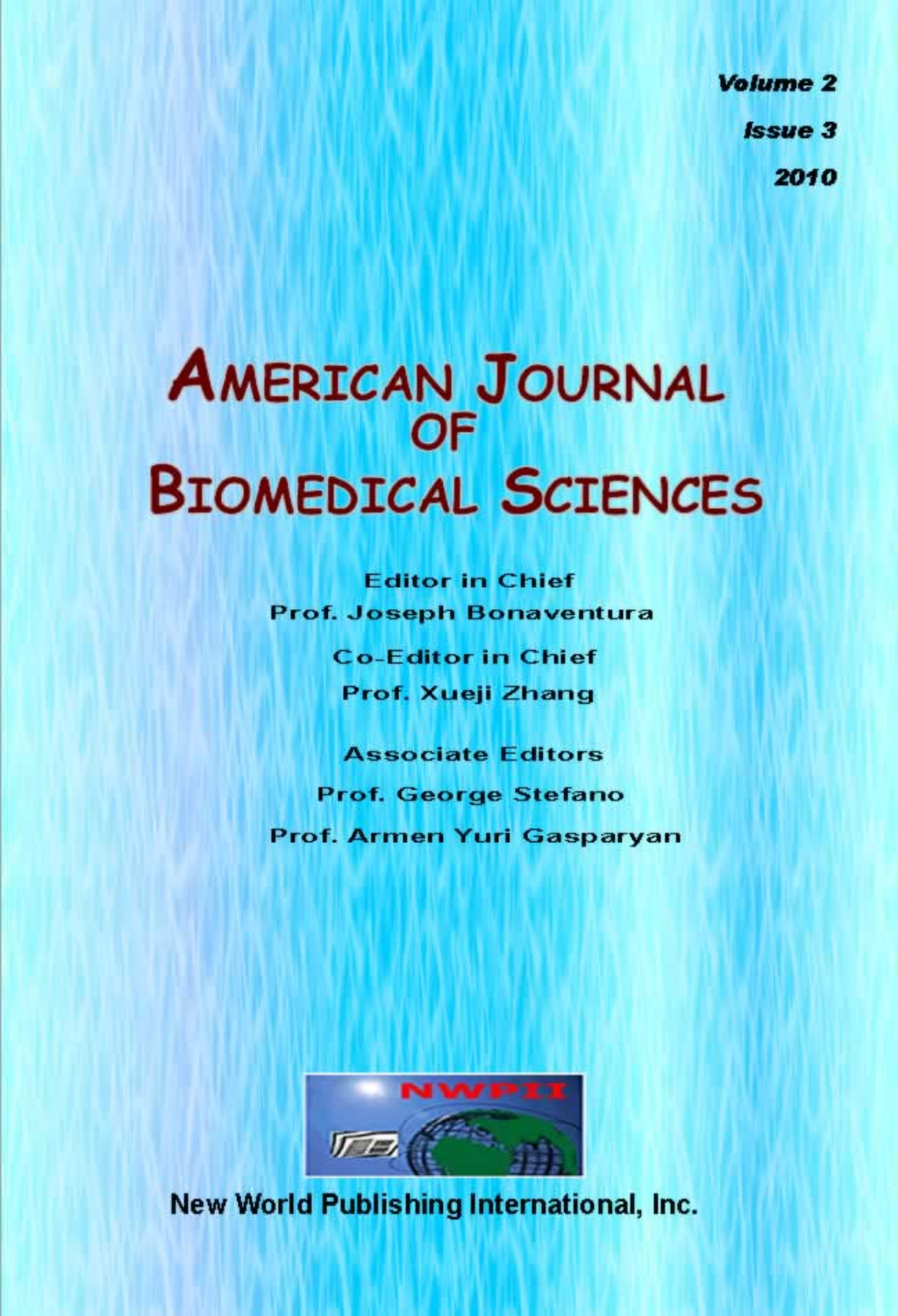Volume 2

Issue 3

2010

# AMERICAN JOURNAL OF BIOMEDICAL SCIENCES

**Editor in Chief**

Prof. Joseph Bonaventura

**Co-Editor in Chief**

Prof. Xueji Zhang

**Associate Editors**

Prof. George Stefano

Prof. Armen Yuri Gasparyan

NWPII

New World Publishing International, Inc.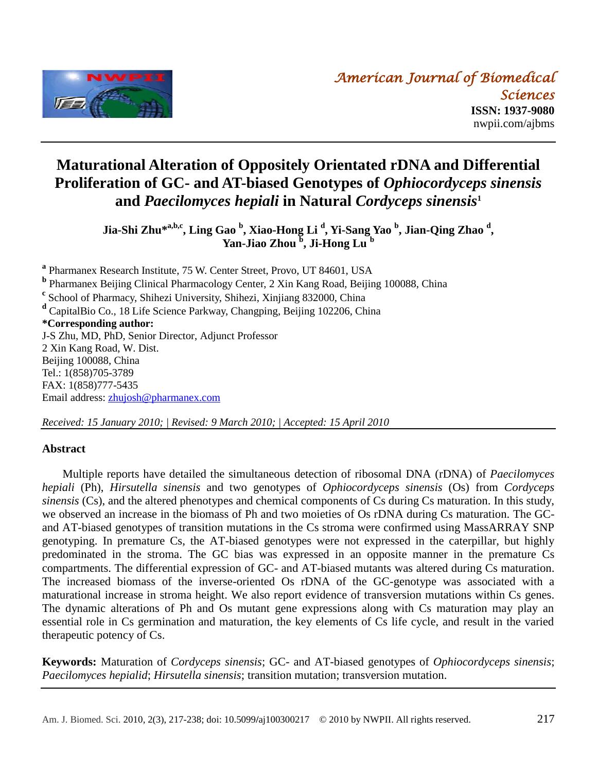# Maturational Alteration of Oppositely Orientated rDNA and Differential Proliferation of GC- and AT-biased Genotypes of *Ophiocordyceps sinensis* and *Paecilomyces hepiali* in Natural *Cordyceps sinensis*[1]

**Jia-Shi Zhu*[a,b,c], Ling Gao [b], Xiao-Hong Li [d], Yi-Sang Yao [b], Jian-Qing Zhao [d], Yan-Jiao Zhou [b], Ji-Hong Lu [b]**

[a] Pharmanex Research Institute, 75 W. Center Street, Provo, UT 84601, USA
[b] Pharmanex Beijing Clinical Pharmacology Center, 2 Xin Kang Road, Beijing 100088, China
[c] School of Pharmacy, Shihezi University, Shihezi, Xinjiang 832000, China
[d] CapitalBio Co., 18 Life Science Parkway, Changping, Beijing 102206, China

**\*Corresponding author:**
J-S Zhu, MD, PhD, Senior Director, Adjunct Professor
2 Xin Kang Road, W. Dist.
Beijing 100088, China
Tel.: 1(858)705-3789
FAX: 1(858)777-5435
Email address: zhujosh@pharmanex.com

*Received: 15 January 2010; | Revised: 9 March 2010; | Accepted: 15 April 2010*

## Abstract

Multiple reports have detailed the simultaneous detection of ribosomal DNA (rDNA) of *Paecilomyces hepiali* (Ph), *Hirsutella sinensis* and two genotypes of *Ophiocordyceps sinensis* (Os) from *Cordyceps sinensis* (Cs), and the altered phenotypes and chemical components of Cs during Cs maturation. In this study, we observed an increase in the biomass of Ph and two moieties of Os rDNA during Cs maturation. The GC- and AT-biased genotypes of transition mutations in the Cs stroma were confirmed using MassARRAY SNP genotyping. In premature Cs, the AT-biased genotypes were not expressed in the caterpillar, but highly predominated in the stroma. The GC bias was expressed in an opposite manner in the premature Cs compartments. The differential expression of GC- and AT-biased mutants was altered during Cs maturation. The increased biomass of the inverse-oriented Os rDNA of the GC-genotype was associated with a maturational increase in stroma height. We also report evidence of transversion mutations within Cs genes. The dynamic alterations of Ph and Os mutant gene expressions along with Cs maturation may play an essential role in Cs germination and maturation, the key elements of Cs life cycle, and result in the varied therapeutic potency of Cs.

**Keywords:** Maturation of *Cordyceps sinensis*; GC- and AT-biased genotypes of *Ophiocordyceps sinensis*; *Paecilomyces hepialid*; *Hirsutella sinensis*; transition mutation; transversion mutation.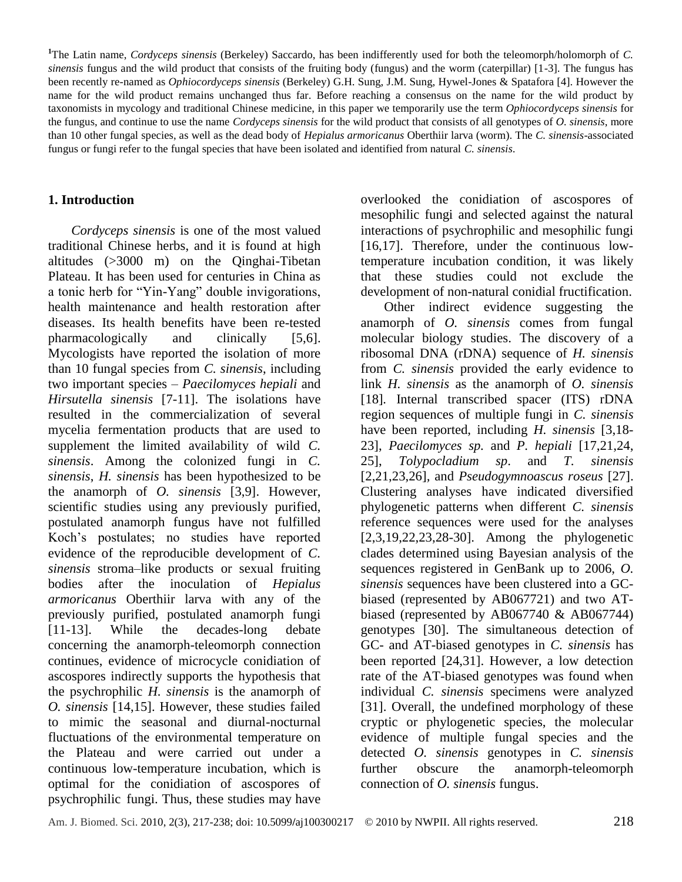[1]The Latin name, *Cordyceps sinensis* (Berkeley) Saccardo, has been indifferently used for both the teleomorph/holomorph of *C. sinensis* fungus and the wild product that consists of the fruiting body (fungus) and the worm (caterpillar) [1-3]. The fungus has been recently re-named as *Ophiocordyceps sinensis* (Berkeley) G.H. Sung, J.M. Sung, Hywel-Jones & Spatafora [4]. However the name for the wild product remains unchanged thus far. Before reaching a consensus on the name for the wild product by taxonomists in mycology and traditional Chinese medicine, in this paper we temporarily use the term *Ophiocordyceps sinensis* for the fungus, and continue to use the name *Cordyceps sinensis* for the wild product that consists of all genotypes of *O. sinensis*, more than 10 other fungal species, as well as the dead body of *Hepialus armoricanus* Oberthiir larva (worm). The *C. sinensis*-associated fungus or fungi refer to the fungal species that have been isolated and identified from natural *C. sinensis*.

## 1. Introduction

*Cordyceps sinensis* is one of the most valued traditional Chinese herbs, and it is found at high altitudes (>3000 m) on the Qinghai-Tibetan Plateau. It has been used for centuries in China as a tonic herb for "Yin-Yang" double invigorations, health maintenance and health restoration after diseases. Its health benefits have been re-tested pharmacologically and clinically [5,6]. Mycologists have reported the isolation of more than 10 fungal species from *C. sinensis*, including two important species – *Paecilomyces hepiali* and *Hirsutella sinensis* [7-11]. The isolations have resulted in the commercialization of several mycelia fermentation products that are used to supplement the limited availability of wild *C. sinensis*. Among the colonized fungi in *C. sinensis*, *H. sinensis* has been hypothesized to be the anamorph of *O. sinensis* [3,9]. However, scientific studies using any previously purified, postulated anamorph fungus have not fulfilled Koch's postulates; no studies have reported evidence of the reproducible development of *C. sinensis* stroma–like products or sexual fruiting bodies after the inoculation of *Hepialus armoricanus* Oberthiir larva with any of the previously purified, postulated anamorph fungi [11-13]. While the decades-long debate concerning the anamorph-teleomorph connection continues, evidence of microcycle conidiation of ascospores indirectly supports the hypothesis that the psychrophilic *H. sinensis* is the anamorph of *O. sinensis* [14,15]. However, these studies failed to mimic the seasonal and diurnal-nocturnal fluctuations of the environmental temperature on the Plateau and were carried out under a continuous low-temperature incubation, which is optimal for the conidiation of ascospores of psychrophilic fungi. Thus, these studies may have overlooked the conidiation of ascospores of mesophilic fungi and selected against the natural interactions of psychrophilic and mesophilic fungi [16,17]. Therefore, under the continuous low-temperature incubation condition, it was likely that these studies could not exclude the development of non-natural conidial fructification.

Other indirect evidence suggesting the anamorph of *O. sinensis* comes from fungal molecular biology studies. The discovery of a ribosomal DNA (rDNA) sequence of *H. sinensis* from *C. sinensis* provided the early evidence to link *H. sinensis* as the anamorph of *O. sinensis* [18]. Internal transcribed spacer (ITS) rDNA region sequences of multiple fungi in *C. sinensis* have been reported, including *H. sinensis* [3,18-23], *Paecilomyces sp.* and *P. hepiali* [17,21,24,25], *Tolypocladium sp*. and *T. sinensis* [2,21,23,26], and *Pseudogymnoascus roseus* [27]. Clustering analyses have indicated diversified phylogenetic patterns when different *C. sinensis* reference sequences were used for the analyses [2,3,19,22,23,28-30]. Among the phylogenetic clades determined using Bayesian analysis of the sequences registered in GenBank up to 2006, *O. sinensis* sequences have been clustered into a GC-biased (represented by AB067721) and two AT-biased (represented by AB067740 & AB067744) genotypes [30]. The simultaneous detection of GC- and AT-biased genotypes in *C. sinensis* has been reported [24,31]. However, a low detection rate of the AT-biased genotypes was found when individual *C. sinensis* specimens were analyzed [31]. Overall, the undefined morphology of these cryptic or phylogenetic species, the molecular evidence of multiple fungal species and the detected *O. sinensis* genotypes in *C. sinensis* further obscure the anamorph-teleomorph connection of *O. sinensis* fungus.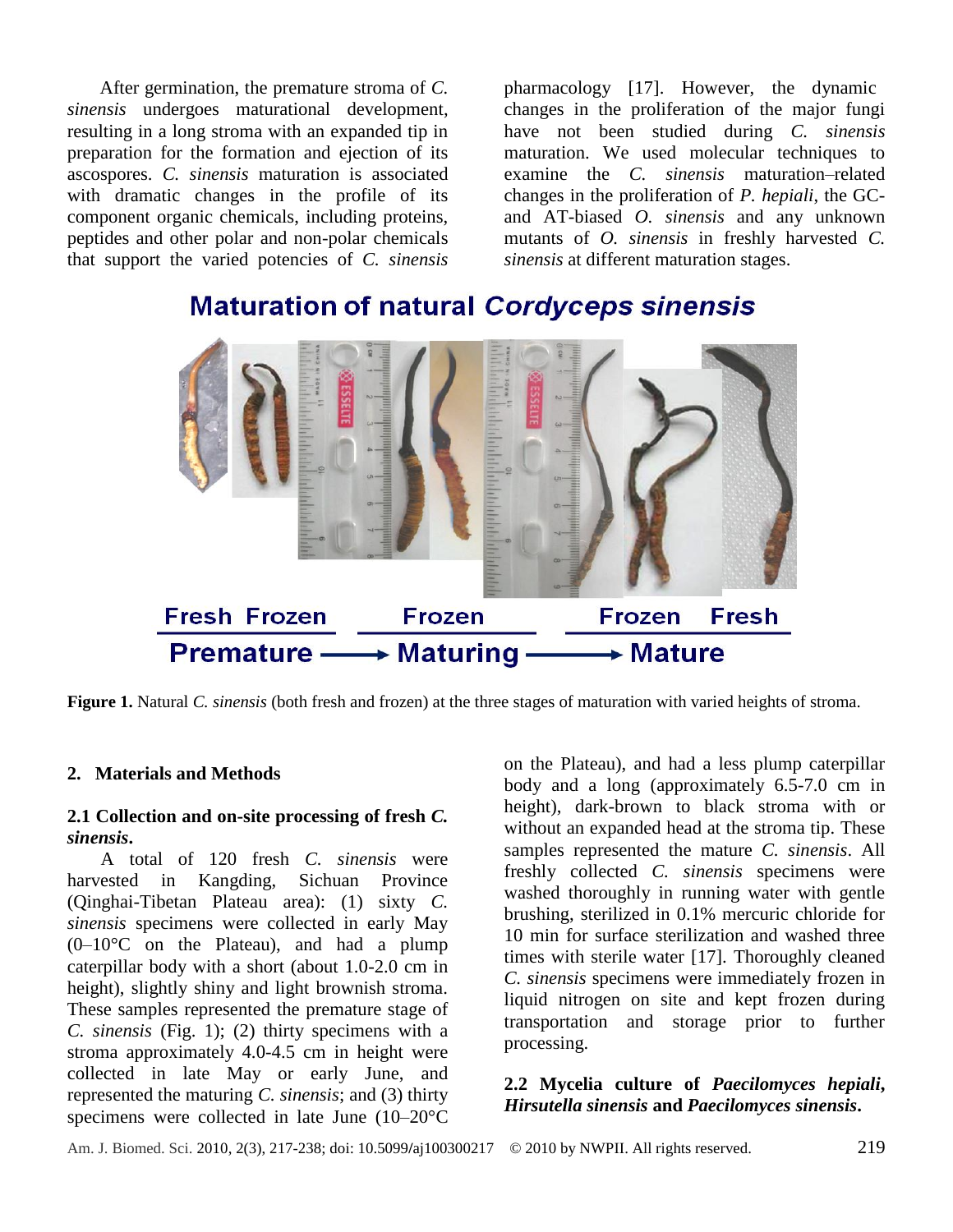After germination, the premature stroma of *C. sinensis* undergoes maturational development, resulting in a long stroma with an expanded tip in preparation for the formation and ejection of its ascospores. *C. sinensis* maturation is associated with dramatic changes in the profile of its component organic chemicals, including proteins, peptides and other polar and non-polar chemicals that support the varied potencies of *C. sinensis* pharmacology [17]. However, the dynamic changes in the proliferation of the major fungi have not been studied during *C. sinensis* maturation. We used molecular techniques to examine the *C. sinensis* maturation–related changes in the proliferation of *P. hepiali*, the GC- and AT-biased *O. sinensis* and any unknown mutants of *O. sinensis* in freshly harvested *C. sinensis* at different maturation stages.

**Figure 1.** Natural *C. sinensis* (both fresh and frozen) at the three stages of maturation with varied heights of stroma.

## 2. Materials and Methods

### 2.1 Collection and on-site processing of fresh *C. sinensis*.

A total of 120 fresh *C. sinensis* were harvested in Kangding, Sichuan Province (Qinghai-Tibetan Plateau area): (1) sixty *C. sinensis* specimens were collected in early May (0–10°C on the Plateau), and had a plump caterpillar body with a short (about 1.0-2.0 cm in height), slightly shiny and light brownish stroma. These samples represented the premature stage of *C. sinensis* (Fig. 1); (2) thirty specimens with a stroma approximately 4.0-4.5 cm in height were collected in late May or early June, and represented the maturing *C. sinensis*; and (3) thirty specimens were collected in late June (10–20°C on the Plateau), and had a less plump caterpillar body and a long (approximately 6.5-7.0 cm in height), dark-brown to black stroma with or without an expanded head at the stroma tip. These samples represented the mature *C. sinensis*. All freshly collected *C. sinensis* specimens were washed thoroughly in running water with gentle brushing, sterilized in 0.1% mercuric chloride for 10 min for surface sterilization and washed three times with sterile water [17]. Thoroughly cleaned *C. sinensis* specimens were immediately frozen in liquid nitrogen on site and kept frozen during transportation and storage prior to further processing.

### 2.2 Mycelia culture of *Paecilomyces hepiali*, *Hirsutella sinensis* and *Paecilomyces sinensis*.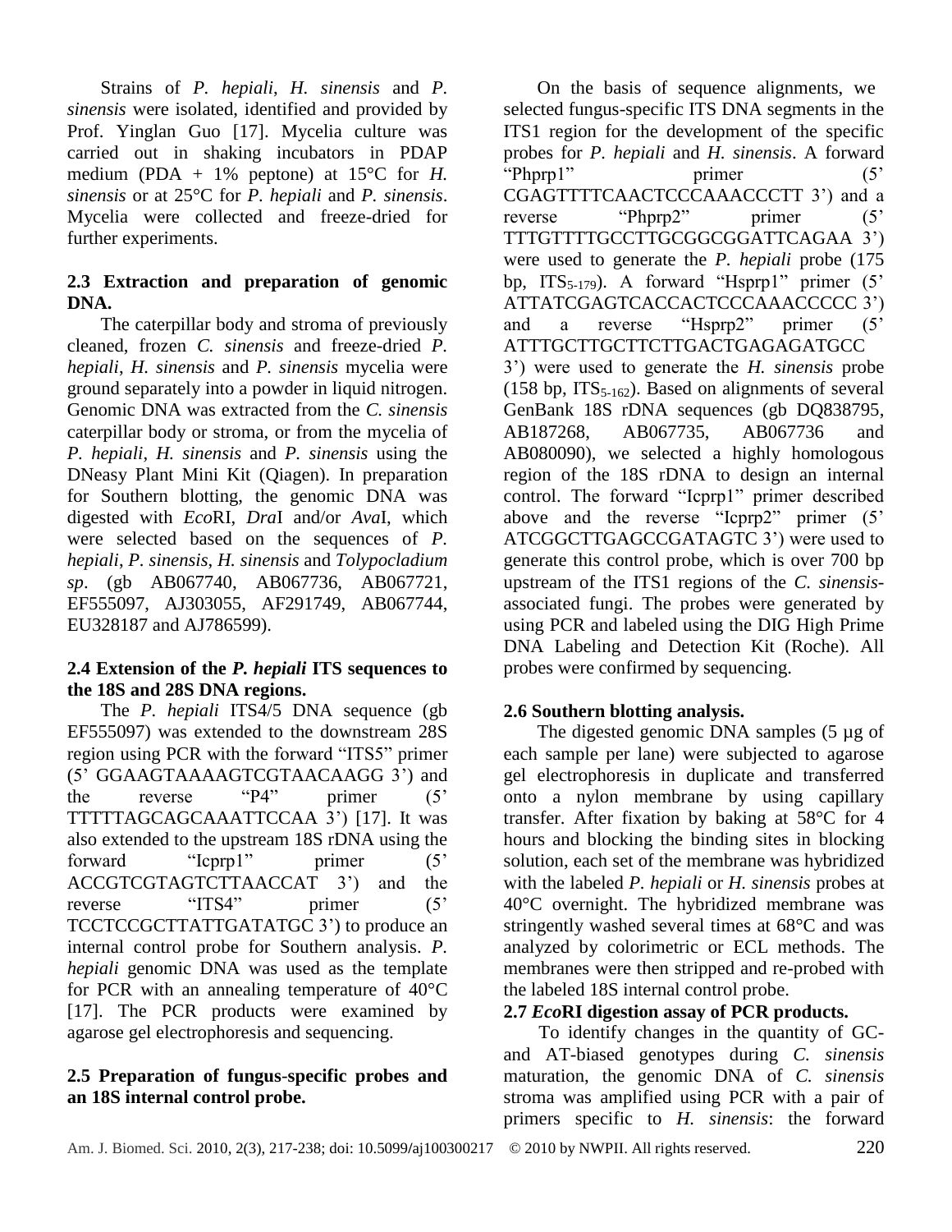Strains of *P. hepiali*, *H. sinensis* and *P. sinensis* were isolated, identified and provided by Prof. Yinglan Guo [17]. Mycelia culture was carried out in shaking incubators in PDAP medium (PDA + 1% peptone) at 15°C for *H. sinensis* or at 25°C for *P. hepiali* and *P. sinensis*. Mycelia were collected and freeze-dried for further experiments.

### 2.3 Extraction and preparation of genomic DNA.

The caterpillar body and stroma of previously cleaned, frozen *C. sinensis* and freeze-dried *P. hepiali*, *H. sinensis* and *P. sinensis* mycelia were ground separately into a powder in liquid nitrogen. Genomic DNA was extracted from the *C. sinensis* caterpillar body or stroma, or from the mycelia of *P. hepiali*, *H. sinensis* and *P. sinensis* using the DNeasy Plant Mini Kit (Qiagen). In preparation for Southern blotting, the genomic DNA was digested with *Eco*RI, *Dra*I and/or *Ava*I, which were selected based on the sequences of *P. hepiali*, *P. sinensis*, *H. sinensis* and *Tolypocladium sp*. (gb AB067740, AB067736, AB067721, EF555097, AJ303055, AF291749, AB067744, EU328187 and AJ786599).

### 2.4 Extension of the *P. hepiali* ITS sequences to the 18S and 28S DNA regions.

The *P. hepiali* ITS4/5 DNA sequence (gb EF555097) was extended to the downstream 28S region using PCR with the forward "ITS5" primer (5' GGAAGTAAAAGTCGTAACAAGG 3') and the reverse "P4" primer (5' TTTTTAGCAGCAAATTCCAA 3') [17]. It was also extended to the upstream 18S rDNA using the forward "Icprp1" primer (5' ACCGTCGTAGTCTTAACCAT 3') and the reverse "ITS4" primer (5' TCCTCCGCTTATTGATATGC 3') to produce an internal control probe for Southern analysis. *P. hepiali* genomic DNA was used as the template for PCR with an annealing temperature of 40°C [17]. The PCR products were examined by agarose gel electrophoresis and sequencing.

### 2.5 Preparation of fungus-specific probes and an 18S internal control probe.

On the basis of sequence alignments, we selected fungus-specific ITS DNA segments in the ITS1 region for the development of the specific probes for *P. hepiali* and *H. sinensis*. A forward "Phprp1" primer (5' CGAGTTTTCAACTCCCAAACCCTT 3') and a reverse "Phprp2" primer (5' TTTGTTTTGCCTTGCGGCGGATTCAGAA 3') were used to generate the *P. hepiali* probe (175 bp, $ITS_{5\text{-}179}$). A forward "Hsprp1" primer (5' ATTATCGAGTCACCACTCCCAAACCCCC 3') and a reverse "Hsprp2" primer (5' ATTTGCTTGCTTCTTGACTGAGAGATGCC 3') were used to generate the *H. sinensis* probe (158 bp, $ITS_{5\text{-}162}$). Based on alignments of several GenBank 18S rDNA sequences (gb DQ838795, AB187268, AB067735, AB067736 and AB080090), we selected a highly homologous region of the 18S rDNA to design an internal control. The forward "Icprp1" primer described above and the reverse "Icprp2" primer (5' ATCGGCTTGAGCCGATAGTC 3') were used to generate this control probe, which is over 700 bp upstream of the ITS1 regions of the *C. sinensis*-associated fungi. The probes were generated by using PCR and labeled using the DIG High Prime DNA Labeling and Detection Kit (Roche). All probes were confirmed by sequencing.

### 2.6 Southern blotting analysis.

The digested genomic DNA samples (5 µg of each sample per lane) were subjected to agarose gel electrophoresis in duplicate and transferred onto a nylon membrane by using capillary transfer. After fixation by baking at 58°C for 4 hours and blocking the binding sites in blocking solution, each set of the membrane was hybridized with the labeled *P. hepiali* or *H. sinensis* probes at 40°C overnight. The hybridized membrane was stringently washed several times at 68°C and was analyzed by colorimetric or ECL methods. The membranes were then stripped and re-probed with the labeled 18S internal control probe.

### 2.7 *Eco*RI digestion assay of PCR products.

To identify changes in the quantity of GC- and AT-biased genotypes during *C. sinensis* maturation, the genomic DNA of *C. sinensis* stroma was amplified using PCR with a pair of primers specific to *H. sinensis*: the forward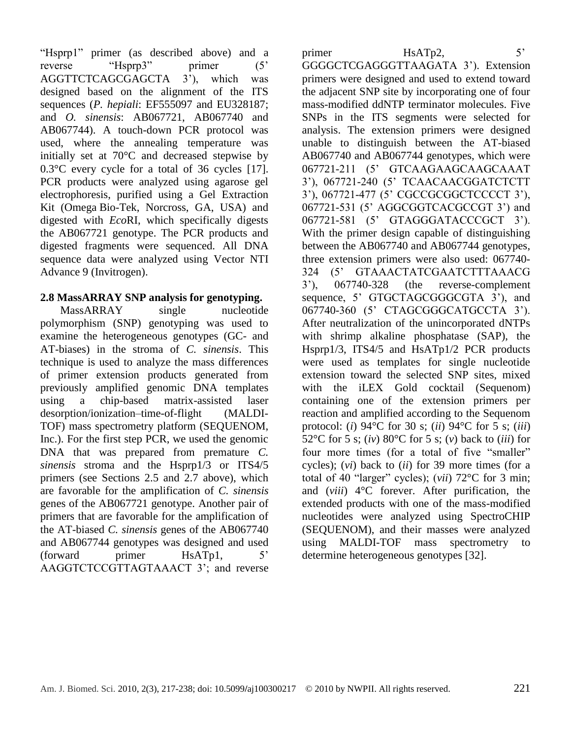"Hsprp1" primer (as described above) and a reverse "Hsprp3" primer (5' AGGTTCTCAGCGAGCTA 3'), which was designed based on the alignment of the ITS sequences (*P. hepiali*: EF555097 and EU328187; and *O. sinensis*: AB067721, AB067740 and AB067744). A touch-down PCR protocol was used, where the annealing temperature was initially set at 70°C and decreased stepwise by 0.3°C every cycle for a total of 36 cycles [17]. PCR products were analyzed using agarose gel electrophoresis, purified using a Gel Extraction Kit (Omega Bio-Tek, Norcross, GA, USA) and digested with *Eco*RI, which specifically digests the AB067721 genotype. The PCR products and digested fragments were sequenced. All DNA sequence data were analyzed using Vector NTI Advance 9 (Invitrogen).

**2.8 MassARRAY SNP analysis for genotyping.**

MassARRAY single nucleotide polymorphism (SNP) genotyping was used to examine the heterogeneous genotypes (GC- and AT-biases) in the stroma of *C. sinensis*. This technique is used to analyze the mass differences of primer extension products generated from previously amplified genomic DNA templates using a chip-based matrix-assisted laser desorption/ionization–time-of-flight (MALDI-TOF) mass spectrometry platform (SEQUENOM, Inc.). For the first step PCR, we used the genomic DNA that was prepared from premature *C. sinensis* stroma and the Hsprp1/3 or ITS4/5 primers (see Sections 2.5 and 2.7 above), which are favorable for the amplification of *C. sinensis* genes of the AB067721 genotype. Another pair of primers that are favorable for the amplification of the AT-biased *C. sinensis* genes of the AB067740 and AB067744 genotypes was designed and used (forward primer HsATp1, 5' AAGGTCTCCGTTAGTAAACT 3'; and reverse primer HsATp2, 5' GGGGCTCGAGGGTTAAGATA 3'). Extension primers were designed and used to extend toward the adjacent SNP site by incorporating one of four mass-modified ddNTP terminator molecules. Five SNPs in the ITS segments were selected for analysis. The extension primers were designed unable to distinguish between the AT-biased AB067740 and AB067744 genotypes, which were 067721-211 (5' GTCAAGAAGCAAGCAAAT 3'), 067721-240 (5' TCAACAACGGATCTCTT 3'), 067721-477 (5' CGCCGCGGCTCCCCT 3'), 067721-531 (5' AGGCGGTCACGCCGT 3') and 067721-581 (5' GTAGGGATACCCGCT 3'). With the primer design capable of distinguishing between the AB067740 and AB067744 genotypes, three extension primers were also used: 067740-324 (5' GTAAACTATCGAATCTTTAAACG 3'), 067740-328 (the reverse-complement sequence, 5' GTGCTAGCGGGCGTA 3'), and 067740-360 (5' CTAGCGGGCATGCCTA 3'). After neutralization of the unincorporated dNTPs with shrimp alkaline phosphatase (SAP), the Hsprp1/3, ITS4/5 and HsATp1/2 PCR products were used as templates for single nucleotide extension toward the selected SNP sites, mixed with the iLEX Gold cocktail (Sequenom) containing one of the extension primers per reaction and amplified according to the Sequenom protocol: (*i*) 94°C for 30 s; (*ii*) 94°C for 5 s; (*iii*) 52°C for 5 s; (*iv*) 80°C for 5 s; (*v*) back to (*iii*) for four more times (for a total of five "smaller" cycles); (*vi*) back to (*ii*) for 39 more times (for a total of 40 "larger" cycles); (*vii*) 72°C for 3 min; and (*viii*) 4°C forever. After purification, the extended products with one of the mass-modified nucleotides were analyzed using SpectroCHIP (SEQUENOM), and their masses were analyzed using MALDI-TOF mass spectrometry to determine heterogeneous genotypes [32].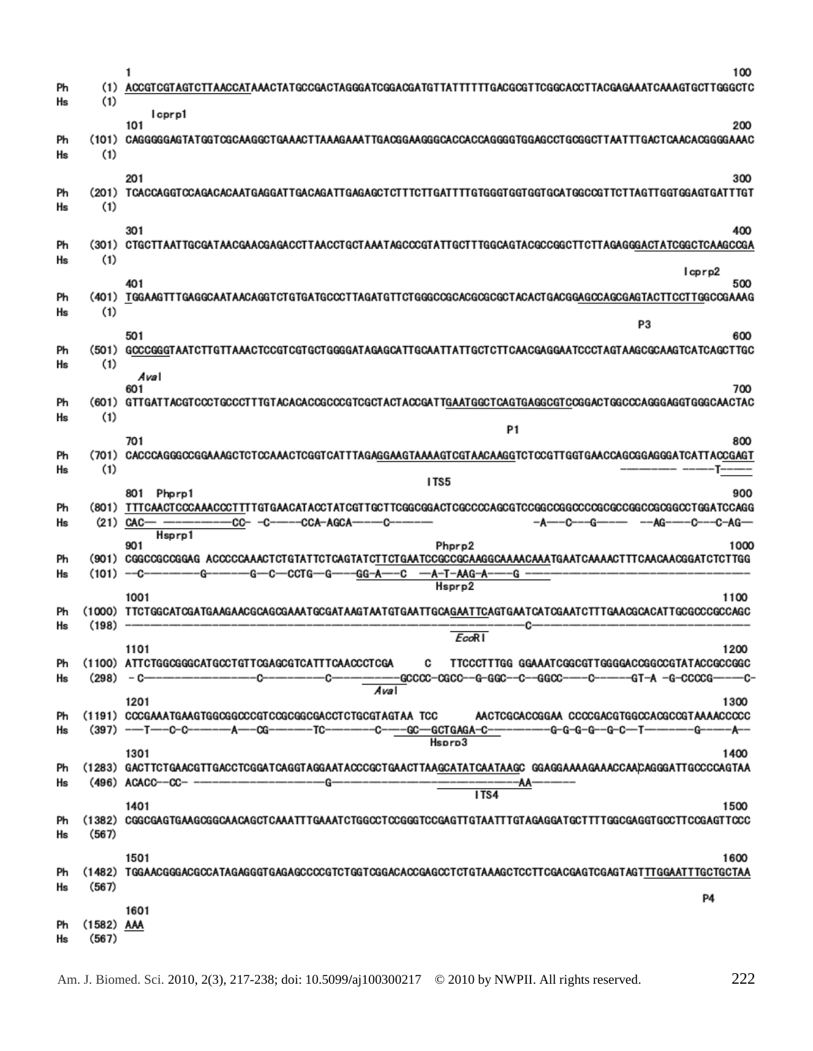```
         1                                                                                                   100
Ph   (1) ACCGTCGTAGTCTTAACCATAAACTATGCCGACTAGGGATCGGACGATGTTATTTTTTGACGCGTTCGGCACCTTACGAGAAATCAAAGTGCTTGGGCTC
Hs   (1)
           Icprp1
         101                                                                                                 200
Ph (101) CAGGGGGAGTATGGTCGCAAGGCTGAAACTTAAAGAAATTGACGGAAGGGCACCACCAGGGGTGGAGCCTGCGGCTTAATTTGACTCAACACGGGGAAAC
Hs   (1)

         201                                                                                                 300
Ph (201) TCACCAGGTCCAGACACAATGAGGATTGACAGATTGAGAGCTCTTTCTTGATTTTGTGGGTGGTGGTGCATGGCCGTTCTTAGTTGGTGGAGTGATTTGT
Hs   (1)

         301                                                                                                 400
Ph (301) CTGCTTAATTGCGATAACGAACGAGACCTTAACCTGCTAAATAGCCCGTATTGCTTTGGCAGTACGCCGGCTTCTTAGAGGGACTATCGGCTCAAGCCGA
Hs   (1)
                                                                                                   Icprp2
         401                                                                                                 500
Ph (401) TGGAAGTTTGAGGCAATAACAGGTCTGTGATGCCCTTAGATGTTCTGGGCCGCACGCGCGCTACACTGACGGAGCCAGCGAGTACTTCCTTGGCCGAAAG
Hs   (1)
                                                                                              P3
         501                                                                                                 600
Ph (501) GCCCGGGTAATCTTGTTAAACTCCGTCGTGCTGGGGATAGAGCATTGCAATTATTGCTCTTCAACGAGGAATCCCTAGTAAGCGCAAGTCATCAGCTTGC
Hs   (1)
          AvaI
         601                                                                                                 700
Ph (601) GTTGATTACGTCCCTGCCCTTTGTACACACCGCCCGTCGCTACTACCGATTGAATGGCTCAGTGAGGCGTCCGGACTGGCCCAGGGAGGTGGGCAACTAC
Hs   (1)
                                                                            P1
         701                                                                                                 800
Ph (701) CACCCAGGGCCGGAAAGCTCTCCAAACTCGGTCATTTAGAGGAAGTAAAAGTCGTAACAAGGTCTCCGTTGGTGAACCAGCGGAGGGATCATTACCGAGT
Hs   (1)                                                                                   -------- -----T-----
                                                                    ITS5
         801  Phprp1                                                                                         900
Ph (801) TTTCAACTCCCAAACCCTTTTGTGAACATACCTATCGTTGCTTCGGCGGACTCGCCCCAGCGTCGGCCGGCCCCGCGCCGGCCGCGGCCTGGATCCAGG
Hs  (21) CAC--  ----------CC- -C-----CCA-AGCA-----C------                    -A---C---G----  --AG----C---C-AG--
              Hsprp1
         901                                             Phprp2                                             1000
Ph (901) CGGCCGCCGGAG ACCCCAAACTCTGTATTCTCAGTATCTTCTGAATCCGCCGCAAGGCAAAACAAATGAATCAAAACTTTCAACAACGGATCTCTTGG
Hs (101) --C---------G-------G--C--CCTG--G----GG-A---C  --A-T-AAG-A----G -----------------------------------
                                                         Hsprp2
         1001                                                                                               1100
Ph (1000) TTCTGGCATCGATGAAGAACGCAGCGAAATGCGATAAGTAATGTGAATTGCAGAATTCAGTGAATCATCGAATCTTTGAACGCACATTGCGCCCGCCAGC
Hs  (198) -------------------------------------------------------------------C-------------------------------
                                                              EcoRI
         1101                                                                                               1200
Ph (1100) ATTCTGGCGGGCATGCCTGTTCGAGCGTCATTTCAACCCTCGA      C   TTCCCTTTGG GGAAATCGGCGTTGGGGACCGGCCGTATACCGCCGGC
Hs  (298) - C-----------------C---------C-----------GCCCC-CGCC--G-GGC--C--GGCC----C------GT-A -G-CCCCG-----C-
                                                  AvaI
         1201                                                                                               1300
Ph (1191) CCCGAAATGAAGTGGCGGCCCGTCCGCGGCGACCTCTGCGTAGTAA TCC       AACTCGCACCGGAA CCCCGACGTGGCCACGCCGTAAAACCCCC
Hs  (397) ---T---C-C-------A---CG-------TC--------C----GC--GCTGAGA-C---------G-G-G-G--G-C--T--------G-----A--
                                                      Hsprp3
         1301                                                                                               1400
Ph (1283) GACTTCTGAACGTTGACCTCGGATCAGGTAGGAATACCCGCTGAACTTAAGCATATCAATAAGC GGAGGAAAAGAAACCAACAGGGATTGCCCCAGTAA
Hs  (496) ACACC--CC- --------------------G----------------------------AA------
                                                               ITS4
         1401                                                                                               1500
Ph (1382) CGGCGAGTGAAGCGGCAACAGCTCAAATTTGAAATCTGGCCTCCGGGTCCGAGTTGTAATTTGTAGAGGATGCTTTTGGCGAGGTGCCTTCCGAGTTCCC
Hs  (567)

         1501                                                                                               1600
Ph (1482) TGGAACGGGACGCCATAGAGGGTGAGAGCCCCGTCTGGTCGGACACCGAGCCTCTGTAAAGCTCCTTCGACGAGTCGAGTAGTTTGGAATTTGCTGCTAA
Hs  (567)
                                                                                                     P4
         1601
Ph (1582) AAA
Hs  (567)
```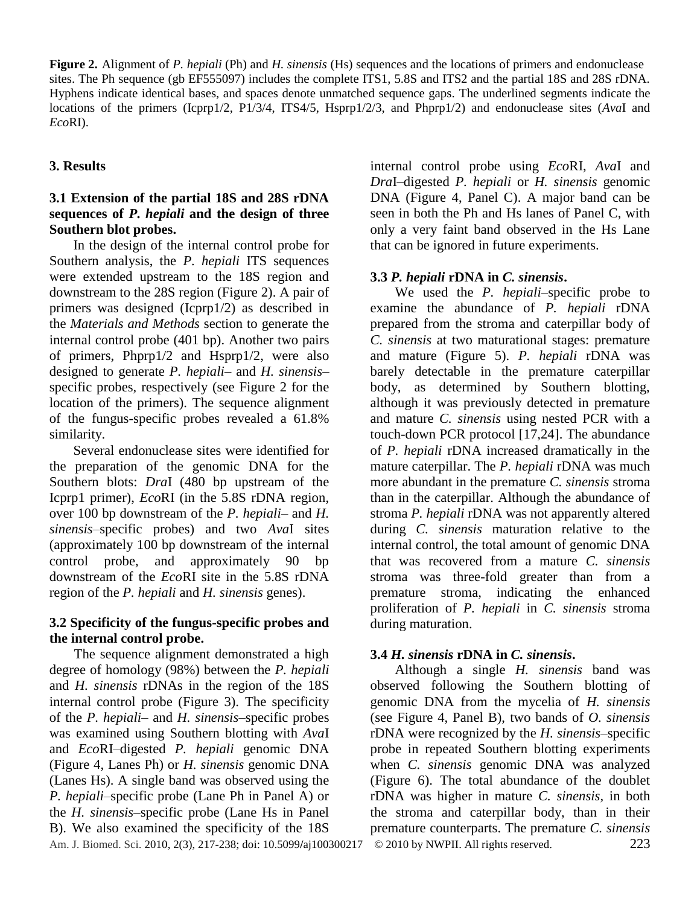**Figure 2.** Alignment of *P. hepiali* (Ph) and *H. sinensis* (Hs) sequences and the locations of primers and endonuclease sites. The Ph sequence (gb EF555097) includes the complete ITS1, 5.8S and ITS2 and the partial 18S and 28S rDNA. Hyphens indicate identical bases, and spaces denote unmatched sequence gaps. The underlined segments indicate the locations of the primers (Icprp1/2, P1/3/4, ITS4/5, Hsprp1/2/3, and Phprp1/2) and endonuclease sites (*Ava*I and *Eco*RI).

## 3. Results

### 3.1 Extension of the partial 18S and 28S rDNA sequences of *P. hepiali* and the design of three Southern blot probes.

In the design of the internal control probe for Southern analysis, the *P. hepiali* ITS sequences were extended upstream to the 18S region and downstream to the 28S region (Figure 2). A pair of primers was designed (Icprp1/2) as described in the *Materials and Methods* section to generate the internal control probe (401 bp). Another two pairs of primers, Phprp1/2 and Hsprp1/2, were also designed to generate *P. hepiali*– and *H. sinensis*–specific probes, respectively (see Figure 2 for the location of the primers). The sequence alignment of the fungus-specific probes revealed a 61.8% similarity.

Several endonuclease sites were identified for the preparation of the genomic DNA for the Southern blots: *Dra*I (480 bp upstream of the Icprp1 primer), *Eco*RI (in the 5.8S rDNA region, over 100 bp downstream of the *P. hepiali*– and *H. sinensis*–specific probes) and two *Ava*I sites (approximately 100 bp downstream of the internal control probe, and approximately 90 bp downstream of the *Eco*RI site in the 5.8S rDNA region of the *P. hepiali* and *H. sinensis* genes).

### 3.2 Specificity of the fungus-specific probes and the internal control probe.

The sequence alignment demonstrated a high degree of homology (98%) between the *P. hepiali* and *H. sinensis* rDNAs in the region of the 18S internal control probe (Figure 3). The specificity of the *P. hepiali*– and *H. sinensis*–specific probes was examined using Southern blotting with *Ava*I and *Eco*RI–digested *P. hepiali* genomic DNA (Figure 4, Lanes Ph) or *H. sinensis* genomic DNA (Lanes Hs). A single band was observed using the *P. hepiali*–specific probe (Lane Ph in Panel A) or the *H. sinensis*–specific probe (Lane Hs in Panel B). We also examined the specificity of the 18S internal control probe using *Eco*RI, *Ava*I and *Dra*I–digested *P. hepiali* or *H. sinensis* genomic DNA (Figure 4, Panel C). A major band can be seen in both the Ph and Hs lanes of Panel C, with only a very faint band observed in the Hs Lane that can be ignored in future experiments.

### 3.3 *P. hepiali* rDNA in *C. sinensis*.

We used the *P. hepiali*–specific probe to examine the abundance of *P. hepiali* rDNA prepared from the stroma and caterpillar body of *C. sinensis* at two maturational stages: premature and mature (Figure 5). *P. hepiali* rDNA was barely detectable in the premature caterpillar body, as determined by Southern blotting, although it was previously detected in premature and mature *C. sinensis* using nested PCR with a touch-down PCR protocol [17,24]. The abundance of *P. hepiali* rDNA increased dramatically in the mature caterpillar. The *P. hepiali* rDNA was much more abundant in the premature *C. sinensis* stroma than in the caterpillar. Although the abundance of stroma *P. hepiali* rDNA was not apparently altered during *C. sinensis* maturation relative to the internal control, the total amount of genomic DNA that was recovered from a mature *C. sinensis* stroma was three-fold greater than from a premature stroma, indicating the enhanced proliferation of *P. hepiali* in *C. sinensis* stroma during maturation.

### 3.4 *H. sinensis* rDNA in *C. sinensis*.

Although a single *H. sinensis* band was observed following the Southern blotting of genomic DNA from the mycelia of *H. sinensis* (see Figure 4, Panel B), two bands of *O. sinensis* rDNA were recognized by the *H. sinensis*–specific probe in repeated Southern blotting experiments when *C. sinensis* genomic DNA was analyzed (Figure 6). The total abundance of the doublet rDNA was higher in mature *C. sinensis*, in both the stroma and caterpillar body, than in their premature counterparts. The premature *C. sinensis*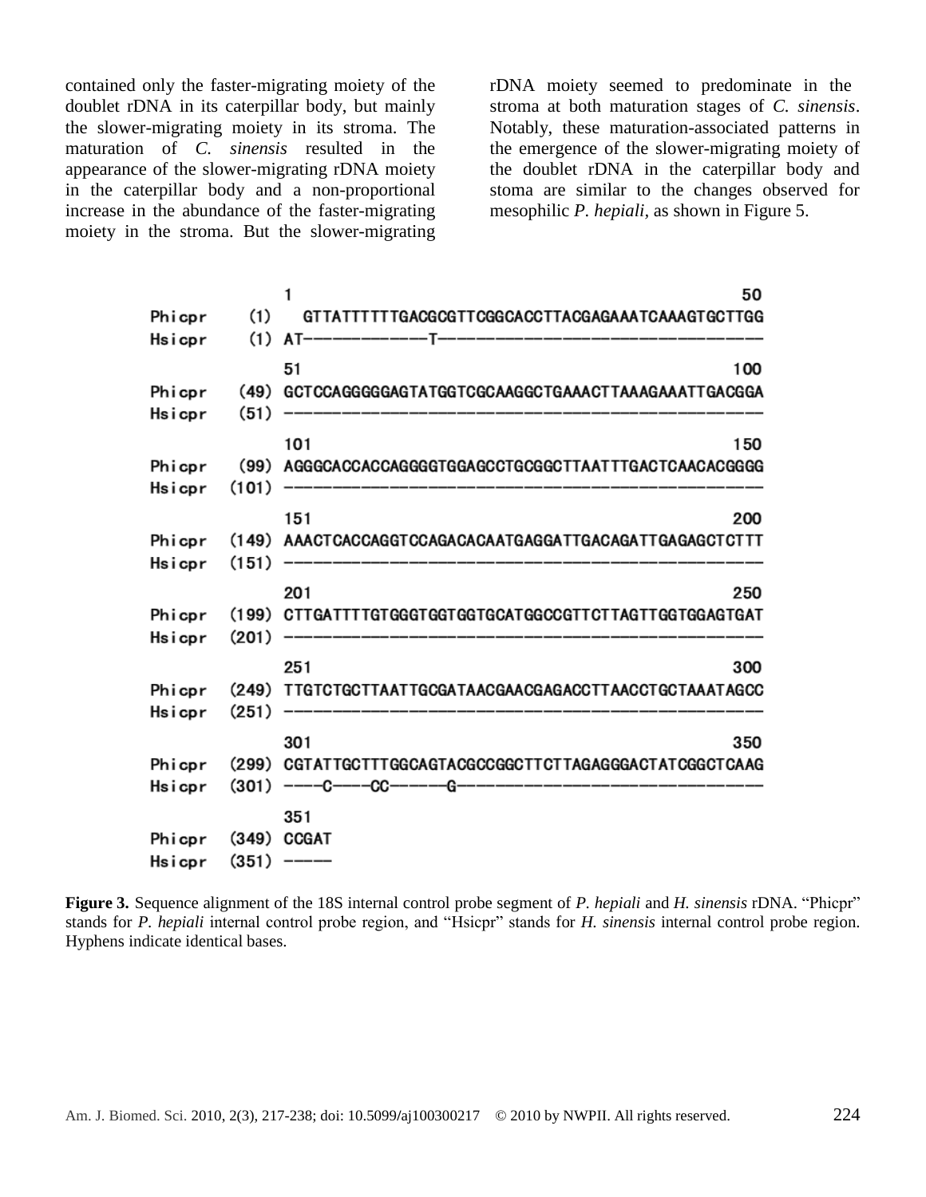contained only the faster-migrating moiety of the doublet rDNA in its caterpillar body, but mainly the slower-migrating moiety in its stroma. The maturation of *C. sinensis* resulted in the appearance of the slower-migrating rDNA moiety in the caterpillar body and a non-proportional increase in the abundance of the faster-migrating moiety in the stroma. But the slower-migrating rDNA moiety seemed to predominate in the stroma at both maturation stages of *C. sinensis*. Notably, these maturation-associated patterns in the emergence of the slower-migrating moiety of the doublet rDNA in the caterpillar body and stoma are similar to the changes observed for mesophilic *P. hepiali*, as shown in Figure 5.

```
                1                                                  50
Phicpr    (1)     GTTATTTTTTGACGCGTTCGGCACCTTACGAGAAATCAAAGTGCTTGG
Hsicpr    (1)   AT------------T-----------------------------------

                51                                                100
Phicpr   (49)   GCTCCAGGGGGAGTATGGTCGCAAGGCTGAAACTTAAAGAAATTGACGGA
Hsicpr   (51)   --------------------------------------------------

                101                                               150
Phicpr   (99)   AGGGCACCACCAGGGGTGGAGCCTGCGGCTTAATTTGACTCAACACGGGG
Hsicpr  (101)   --------------------------------------------------

                151                                               200
Phicpr  (149)   AAACTCACCAGGTCCAGACACAATGAGGATTGACAGATTGAGAGCTCTTT
Hsicpr  (151)   --------------------------------------------------

                201                                               250
Phicpr  (199)   CTTGATTTTGTGGGTGGTGGTGCATGGCCGTTCTTAGTTGGTGGAGTGAT
Hsicpr  (201)   --------------------------------------------------

                251                                               300
Phicpr  (249)   TTGTCTGCTTAATTGCGATAACGAACGAGACCTTAACCTGCTAAATAGCC
Hsicpr  (251)   --------------------------------------------------

                301                                               350
Phicpr  (299)   CGTATTGCTTTGGCAGTACGCCGGCTTCTTAGAGGGACTATCGGCTCAAG
Hsicpr  (301)   ----C----CC-----G---------------------------------

                351
Phicpr  (349)   CCGAT
Hsicpr  (351)   -----
```

**Figure 3.** Sequence alignment of the 18S internal control probe segment of *P. hepiali* and *H. sinensis* rDNA. "Phicpr" stands for *P. hepiali* internal control probe region, and "Hsicpr" stands for *H. sinensis* internal control probe region. Hyphens indicate identical bases.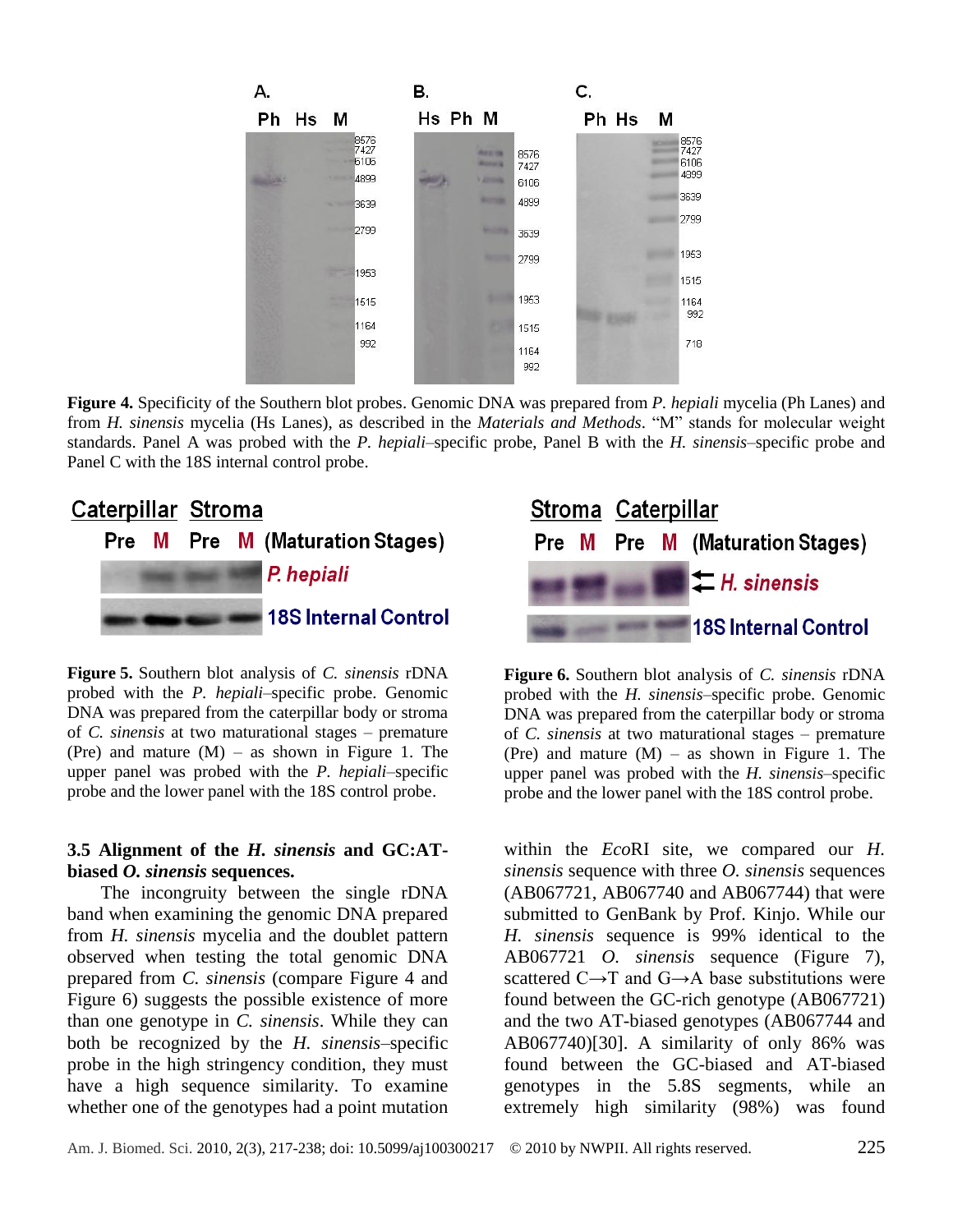**Figure 4.** Specificity of the Southern blot probes. Genomic DNA was prepared from *P. hepiali* mycelia (Ph Lanes) and from *H. sinensis* mycelia (Hs Lanes), as described in the *Materials and Methods*. "M" stands for molecular weight standards. Panel A was probed with the *P. hepiali*–specific probe, Panel B with the *H. sinensis*–specific probe and Panel C with the 18S internal control probe.

**Figure 5.** Southern blot analysis of *C. sinensis* rDNA probed with the *P. hepiali*–specific probe. Genomic DNA was prepared from the caterpillar body or stroma of *C. sinensis* at two maturational stages – premature (Pre) and mature (M) – as shown in Figure 1. The upper panel was probed with the *P. hepiali*–specific probe and the lower panel with the 18S control probe.

**Figure 6.** Southern blot analysis of *C. sinensis* rDNA probed with the *H. sinensis*–specific probe. Genomic DNA was prepared from the caterpillar body or stroma of *C. sinensis* at two maturational stages – premature (Pre) and mature (M) – as shown in Figure 1. The upper panel was probed with the *H. sinensis*–specific probe and the lower panel with the 18S control probe.

### 3.5 Alignment of the *H. sinensis* and GC:AT-biased *O. sinensis* sequences.

The incongruity between the single rDNA band when examining the genomic DNA prepared from *H. sinensis* mycelia and the doublet pattern observed when testing the total genomic DNA prepared from *C. sinensis* (compare Figure 4 and Figure 6) suggests the possible existence of more than one genotype in *C. sinensis*. While they can both be recognized by the *H. sinensis*–specific probe in the high stringency condition, they must have a high sequence similarity. To examine whether one of the genotypes had a point mutation within the *Eco*RI site, we compared our *H. sinensis* sequence with three *O. sinensis* sequences (AB067721, AB067740 and AB067744) that were submitted to GenBank by Prof. Kinjo. While our *H. sinensis* sequence is 99% identical to the AB067721 *O. sinensis* sequence (Figure 7), scattered C→T and G→A base substitutions were found between the GC-rich genotype (AB067721) and the two AT-biased genotypes (AB067744 and AB067740)[30]. A similarity of only 86% was found between the GC-biased and AT-biased genotypes in the 5.8S segments, while an extremely high similarity (98%) was found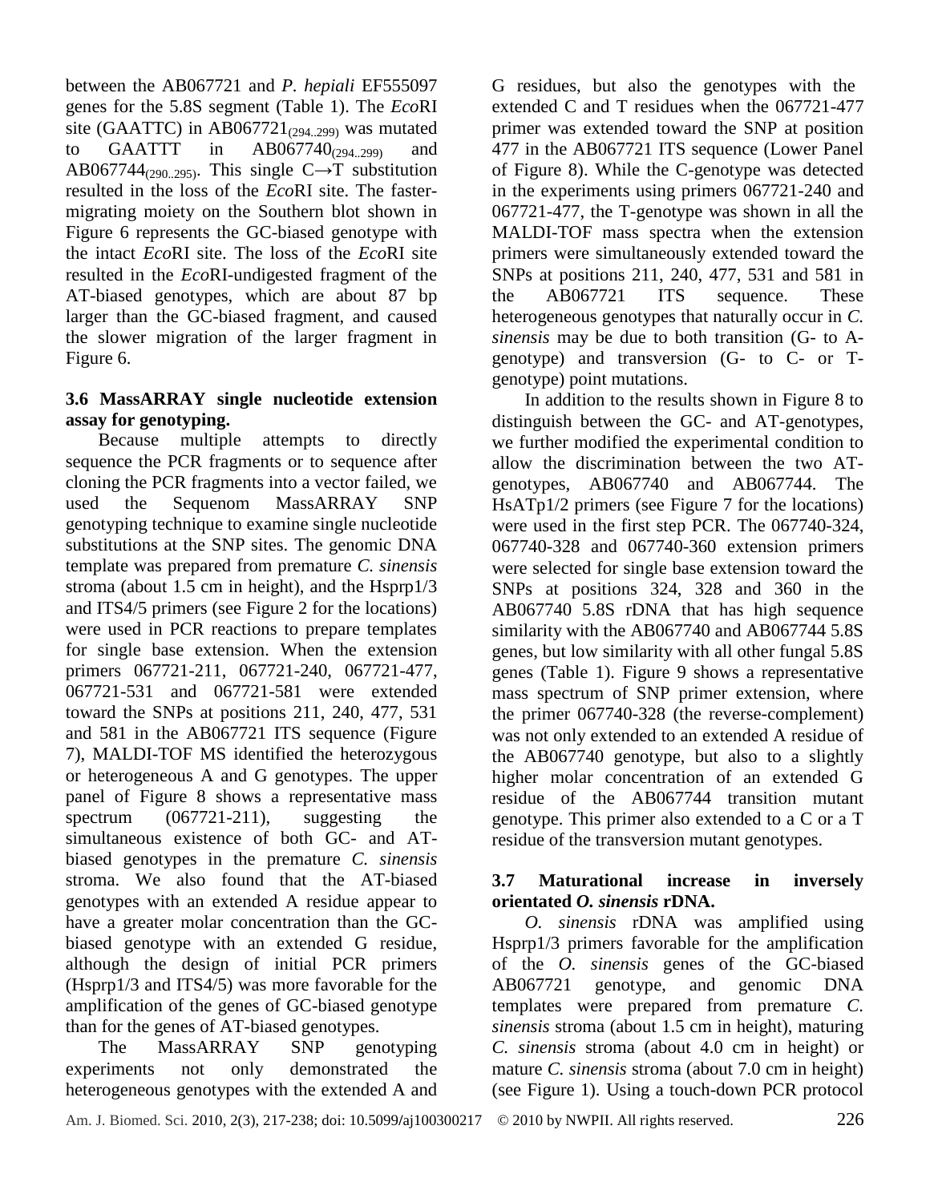between the AB067721 and *P. hepiali* EF555097 genes for the 5.8S segment (Table 1). The *Eco*RI site (GAATTC) in $AB067721_{(294..299)}$ was mutated to GAATTT in $AB067740_{(294..299)}$ and $AB067744_{(290..295)}$. This single C→T substitution resulted in the loss of the *Eco*RI site. The faster-migrating moiety on the Southern blot shown in Figure 6 represents the GC-biased genotype with the intact *Eco*RI site. The loss of the *Eco*RI site resulted in the *Eco*RI-undigested fragment of the AT-biased genotypes, which are about 87 bp larger than the GC-biased fragment, and caused the slower migration of the larger fragment in Figure 6.

### 3.6 MassARRAY single nucleotide extension assay for genotyping.

Because multiple attempts to directly sequence the PCR fragments or to sequence after cloning the PCR fragments into a vector failed, we used the Sequenom MassARRAY SNP genotyping technique to examine single nucleotide substitutions at the SNP sites. The genomic DNA template was prepared from premature *C. sinensis* stroma (about 1.5 cm in height), and the Hsprp1/3 and ITS4/5 primers (see Figure 2 for the locations) were used in PCR reactions to prepare templates for single base extension. When the extension primers 067721-211, 067721-240, 067721-477, 067721-531 and 067721-581 were extended toward the SNPs at positions 211, 240, 477, 531 and 581 in the AB067721 ITS sequence (Figure 7), MALDI-TOF MS identified the heterozygous or heterogeneous A and G genotypes. The upper panel of Figure 8 shows a representative mass spectrum (067721-211), suggesting the simultaneous existence of both GC- and AT-biased genotypes in the premature *C. sinensis* stroma. We also found that the AT-biased genotypes with an extended A residue appear to have a greater molar concentration than the GC-biased genotype with an extended G residue, although the design of initial PCR primers (Hsprp1/3 and ITS4/5) was more favorable for the amplification of the genes of GC-biased genotype than for the genes of AT-biased genotypes.

The MassARRAY SNP genotyping experiments not only demonstrated the heterogeneous genotypes with the extended A and G residues, but also the genotypes with the extended C and T residues when the 067721-477 primer was extended toward the SNP at position 477 in the AB067721 ITS sequence (Lower Panel of Figure 8). While the C-genotype was detected in the experiments using primers 067721-240 and 067721-477, the T-genotype was shown in all the MALDI-TOF mass spectra when the extension primers were simultaneously extended toward the SNPs at positions 211, 240, 477, 531 and 581 in the AB067721 ITS sequence. These heterogeneous genotypes that naturally occur in *C. sinensis* may be due to both transition (G- to A-genotype) and transversion (G- to C- or T-genotype) point mutations.

In addition to the results shown in Figure 8 to distinguish between the GC- and AT-genotypes, we further modified the experimental condition to allow the discrimination between the two AT-genotypes, AB067740 and AB067744. The HsATp1/2 primers (see Figure 7 for the locations) were used in the first step PCR. The 067740-324, 067740-328 and 067740-360 extension primers were selected for single base extension toward the SNPs at positions 324, 328 and 360 in the AB067740 5.8S rDNA that has high sequence similarity with the AB067740 and AB067744 5.8S genes, but low similarity with all other fungal 5.8S genes (Table 1). Figure 9 shows a representative mass spectrum of SNP primer extension, where the primer 067740-328 (the reverse-complement) was not only extended to an extended A residue of the AB067740 genotype, but also to a slightly higher molar concentration of an extended G residue of the AB067744 transition mutant genotype. This primer also extended to a C or a T residue of the transversion mutant genotypes.

### 3.7 Maturational increase in inversely orientated *O. sinensis* rDNA.

*O. sinensis* rDNA was amplified using Hsprp1/3 primers favorable for the amplification of the *O. sinensis* genes of the GC-biased AB067721 genotype, and genomic DNA templates were prepared from premature *C. sinensis* stroma (about 1.5 cm in height), maturing *C. sinensis* stroma (about 4.0 cm in height) or mature *C. sinensis* stroma (about 7.0 cm in height) (see Figure 1). Using a touch-down PCR protocol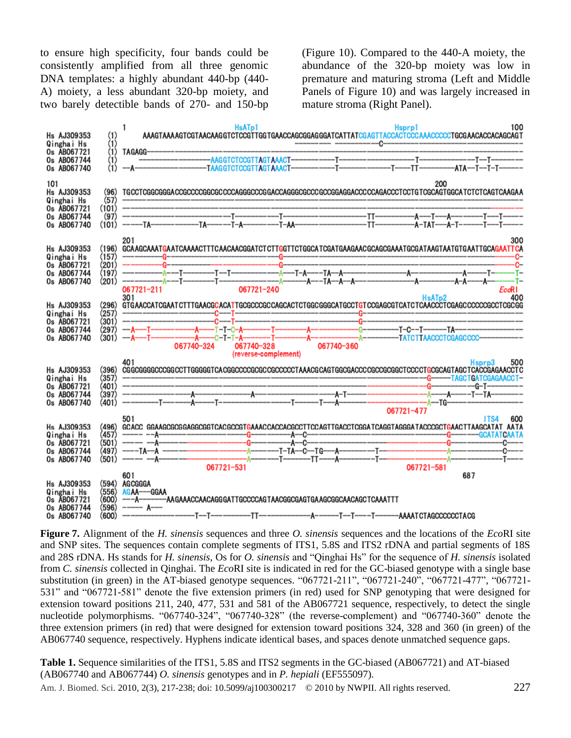to ensure high specificity, four bands could be consistently amplified from all three genomic DNA templates: a highly abundant 440-bp (440-A) moiety, a less abundant 320-bp moiety, and two barely detectible bands of 270- and 150-bp (Figure 10). Compared to the 440-A moiety, the abundance of the 320-bp moiety was low in premature and maturing stroma (Left and Middle Panels of Figure 10) and was largely increased in mature stroma (Right Panel).

**Figure 7.** Alignment of the *H. sinensis* sequences and three *O. sinensis* sequences and the locations of the *Eco*RI site and SNP sites. The sequences contain complete segments of ITS1, 5.8S and ITS2 rDNA and partial segments of 18S and 28S rDNA. Hs stands for *H. sinensis*, Os for *O. sinensis* and "Qinghai Hs" for the sequence of *H. sinensis* isolated from *C. sinensis* collected in Qinghai. The *Eco*RI site is indicated in red for the GC-biased genotype with a single base substitution (in green) in the AT-biased genotype sequences. "067721-211", "067721-240", "067721-477", "067721-531" and "067721-581" denote the five extension primers (in red) used for SNP genotyping that were designed for extension toward positions 211, 240, 477, 531 and 581 of the AB067721 sequence, respectively, to detect the single nucleotide polymorphisms. "067740-324", "067740-328" (the reverse-complement) and "067740-360" denote the three extension primers (in red) that were designed for extension toward positions 324, 328 and 360 (in green) of the AB067740 sequence, respectively. Hyphens indicate identical bases, and spaces denote unmatched sequence gaps.

**Table 1.** Sequence similarities of the ITS1, 5.8S and ITS2 segments in the GC-biased (AB067721) and AT-biased (AB067740 and AB067744) *O. sinensis* genotypes and in *P. hepiali* (EF555097).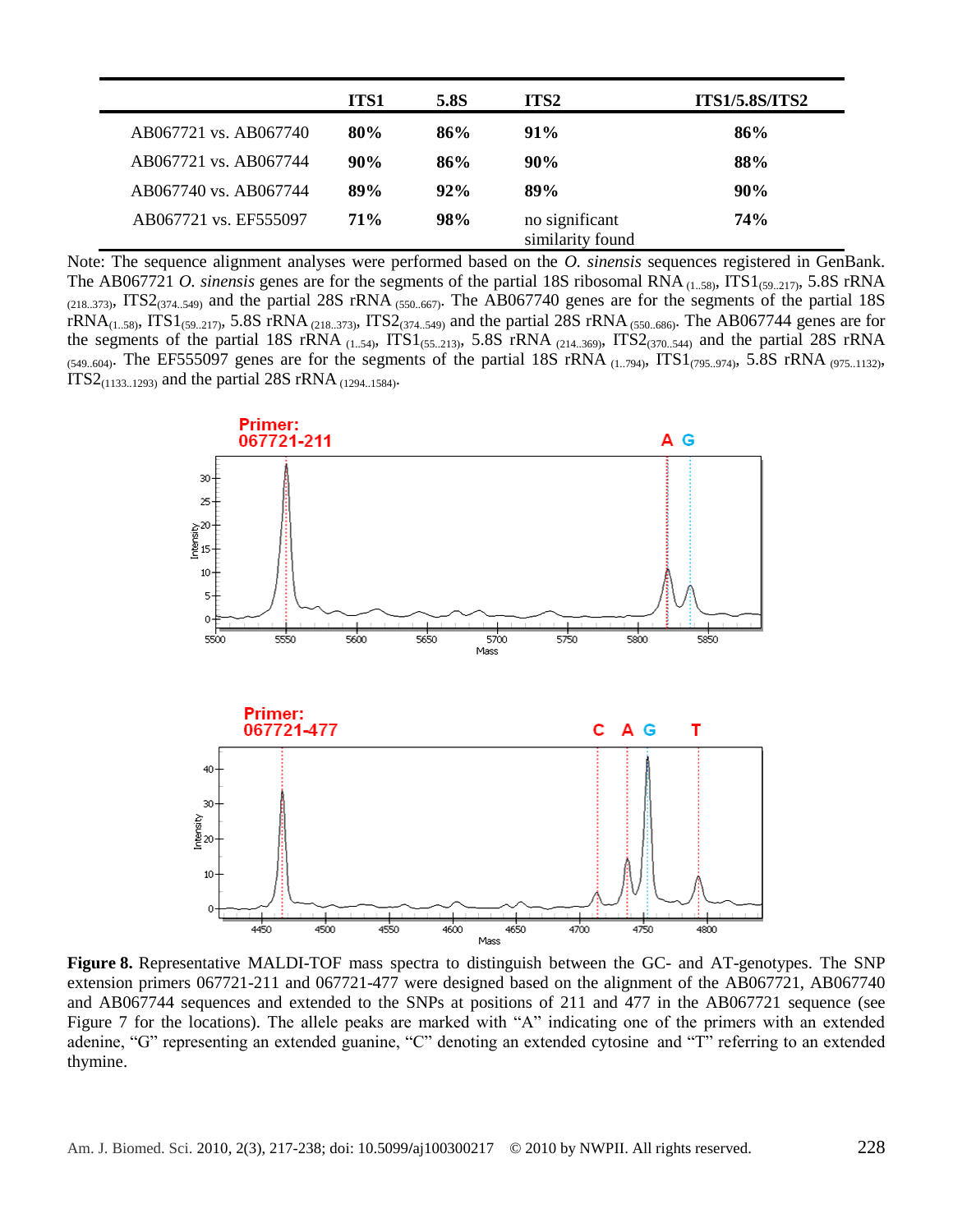| | ITS1 | 5.8S | ITS2 | ITS1/5.8S/ITS2 |
|---|---|---|---|---|
| AB067721 vs. AB067740 | 80% | 86% | 91% | 86% |
| AB067721 vs. AB067744 | 90% | 86% | 90% | 88% |
| AB067740 vs. AB067744 | 89% | 92% | 89% | 90% |
| AB067721 vs. EF555097 | 71% | 98% | no significant similarity found | 74% |

Note: The sequence alignment analyses were performed based on the *O. sinensis* sequences registered in GenBank. The AB067721 *O. sinensis* genes are for the segments of the partial 18S ribosomal RNA $_{(1..58)}$, ITS1$_{(59..217)}$, 5.8S rRNA $_{(218..373)}$, ITS2$_{(374..549)}$ and the partial 28S rRNA $_{(550..667)}$. The AB067740 genes are for the segments of the partial 18S rRNA$_{(1..58)}$, ITS1$_{(59..217)}$, 5.8S rRNA $_{(218..373)}$, ITS2$_{(374..549)}$ and the partial 28S rRNA $_{(550..686)}$. The AB067744 genes are for the segments of the partial 18S rRNA $_{(1..54)}$, ITS1$_{(55..213)}$, 5.8S rRNA $_{(214..369)}$, ITS2$_{(370..544)}$ and the partial 28S rRNA $_{(549..604)}$. The EF555097 genes are for the segments of the partial 18S rRNA $_{(1..794)}$, ITS1$_{(795..974)}$, 5.8S rRNA $_{(975..1132)}$, ITS2$_{(1133..1293)}$ and the partial 28S rRNA $_{(1294..1584)}$.

**Figure 8.** Representative MALDI-TOF mass spectra to distinguish between the GC- and AT-genotypes. The SNP extension primers 067721-211 and 067721-477 were designed based on the alignment of the AB067721, AB067740 and AB067744 sequences and extended to the SNPs at positions of 211 and 477 in the AB067721 sequence (see Figure 7 for the locations). The allele peaks are marked with "A" indicating one of the primers with an extended adenine, "G" representing an extended guanine, "C" denoting an extended cytosine and "T" referring to an extended thymine.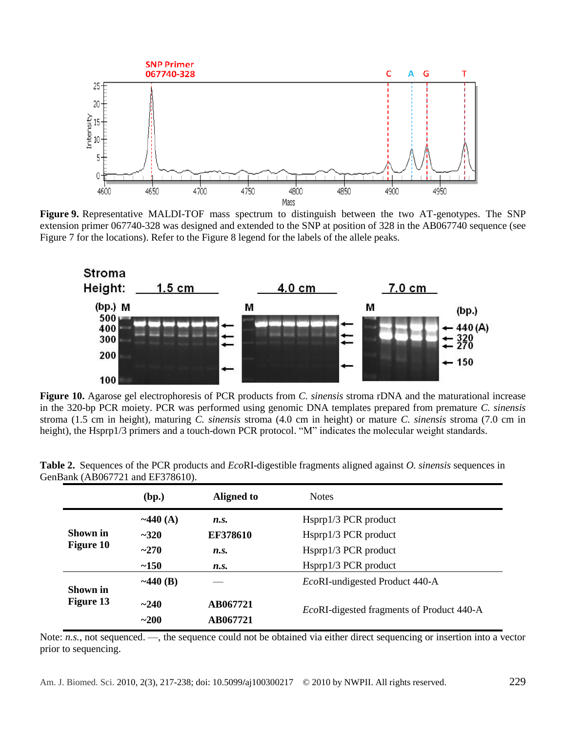**Figure 9.** Representative MALDI-TOF mass spectrum to distinguish between the two AT-genotypes. The SNP extension primer 067740-328 was designed and extended to the SNP at position of 328 in the AB067740 sequence (see Figure 7 for the locations). Refer to the Figure 8 legend for the labels of the allele peaks.

**Figure 10.** Agarose gel electrophoresis of PCR products from *C. sinensis* stroma rDNA and the maturational increase in the 320-bp PCR moiety. PCR was performed using genomic DNA templates prepared from premature *C. sinensis* stroma (1.5 cm in height), maturing *C. sinensis* stroma (4.0 cm in height) or mature *C. sinensis* stroma (7.0 cm in height), the Hsprp1/3 primers and a touch-down PCR protocol. "M" indicates the molecular weight standards.

**Table 2.** Sequences of the PCR products and *Eco*RI-digestible fragments aligned against *O. sinensis* sequences in GenBank (AB067721 and EF378610).

| | (bp.) | Aligned to | Notes |
|---|---|---|---|
| **Shown in Figure 10** | **~440 (A)** | ***n.s.*** | Hsprp1/3 PCR product |
| | **~320** | **EF378610** | Hsprp1/3 PCR product |
| | **~270** | ***n.s.*** | Hsprp1/3 PCR product |
| | **~150** | ***n.s.*** | Hsprp1/3 PCR product |
| **Shown in Figure 13** | **~440 (B)** | — | *Eco*RI-undigested Product 440-A |
| | **~240** | **AB067721** | *Eco*RI-digested fragments of Product 440-A |
| | **~200** | **AB067721** | |

Note: *n.s.*, not sequenced. —, the sequence could not be obtained via either direct sequencing or insertion into a vector prior to sequencing.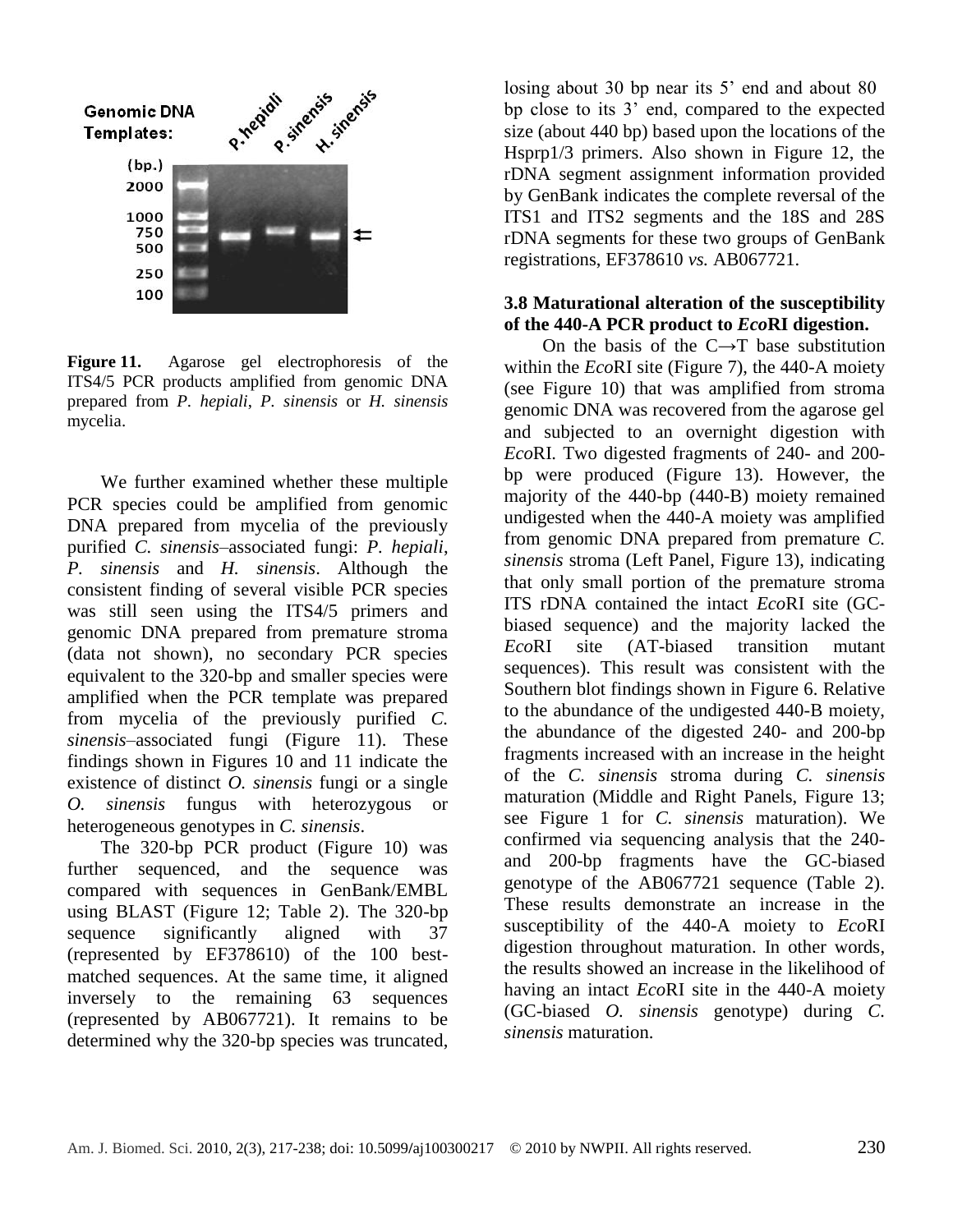**Figure 11.** Agarose gel electrophoresis of the ITS4/5 PCR products amplified from genomic DNA prepared from *P. hepiali*, *P. sinensis* or *H. sinensis* mycelia.

We further examined whether these multiple PCR species could be amplified from genomic DNA prepared from mycelia of the previously purified *C. sinensis*–associated fungi: *P. hepiali*, *P. sinensis* and *H. sinensis*. Although the consistent finding of several visible PCR species was still seen using the ITS4/5 primers and genomic DNA prepared from premature stroma (data not shown), no secondary PCR species equivalent to the 320-bp and smaller species were amplified when the PCR template was prepared from mycelia of the previously purified *C. sinensis*–associated fungi (Figure 11). These findings shown in Figures 10 and 11 indicate the existence of distinct *O. sinensis* fungi or a single *O. sinensis* fungus with heterozygous or heterogeneous genotypes in *C. sinensis*.

The 320-bp PCR product (Figure 10) was further sequenced, and the sequence was compared with sequences in GenBank/EMBL using BLAST (Figure 12; Table 2). The 320-bp sequence significantly aligned with 37 (represented by EF378610) of the 100 best-matched sequences. At the same time, it aligned inversely to the remaining 63 sequences (represented by AB067721). It remains to be determined why the 320-bp species was truncated, losing about 30 bp near its 5' end and about 80 bp close to its 3' end, compared to the expected size (about 440 bp) based upon the locations of the Hsprp1/3 primers. Also shown in Figure 12, the rDNA segment assignment information provided by GenBank indicates the complete reversal of the ITS1 and ITS2 segments and the 18S and 28S rDNA segments for these two groups of GenBank registrations, EF378610 *vs.* AB067721.

### 3.8 Maturational alteration of the susceptibility of the 440-A PCR product to *Eco*RI digestion.

On the basis of the C→T base substitution within the *Eco*RI site (Figure 7), the 440-A moiety (see Figure 10) that was amplified from stroma genomic DNA was recovered from the agarose gel and subjected to an overnight digestion with *Eco*RI. Two digested fragments of 240- and 200-bp were produced (Figure 13). However, the majority of the 440-bp (440-B) moiety remained undigested when the 440-A moiety was amplified from genomic DNA prepared from premature *C. sinensis* stroma (Left Panel, Figure 13), indicating that only small portion of the premature stroma ITS rDNA contained the intact *Eco*RI site (GC-biased sequence) and the majority lacked the *Eco*RI site (AT-biased transition mutant sequences). This result was consistent with the Southern blot findings shown in Figure 6. Relative to the abundance of the undigested 440-B moiety, the abundance of the digested 240- and 200-bp fragments increased with an increase in the height of the *C. sinensis* stroma during *C. sinensis* maturation (Middle and Right Panels, Figure 13; see Figure 1 for *C. sinensis* maturation). We confirmed via sequencing analysis that the 240- and 200-bp fragments have the GC-biased genotype of the AB067721 sequence (Table 2). These results demonstrate an increase in the susceptibility of the 440-A moiety to *Eco*RI digestion throughout maturation. In other words, the results showed an increase in the likelihood of having an intact *Eco*RI site in the 440-A moiety (GC-biased *O. sinensis* genotype) during *C. sinensis* maturation.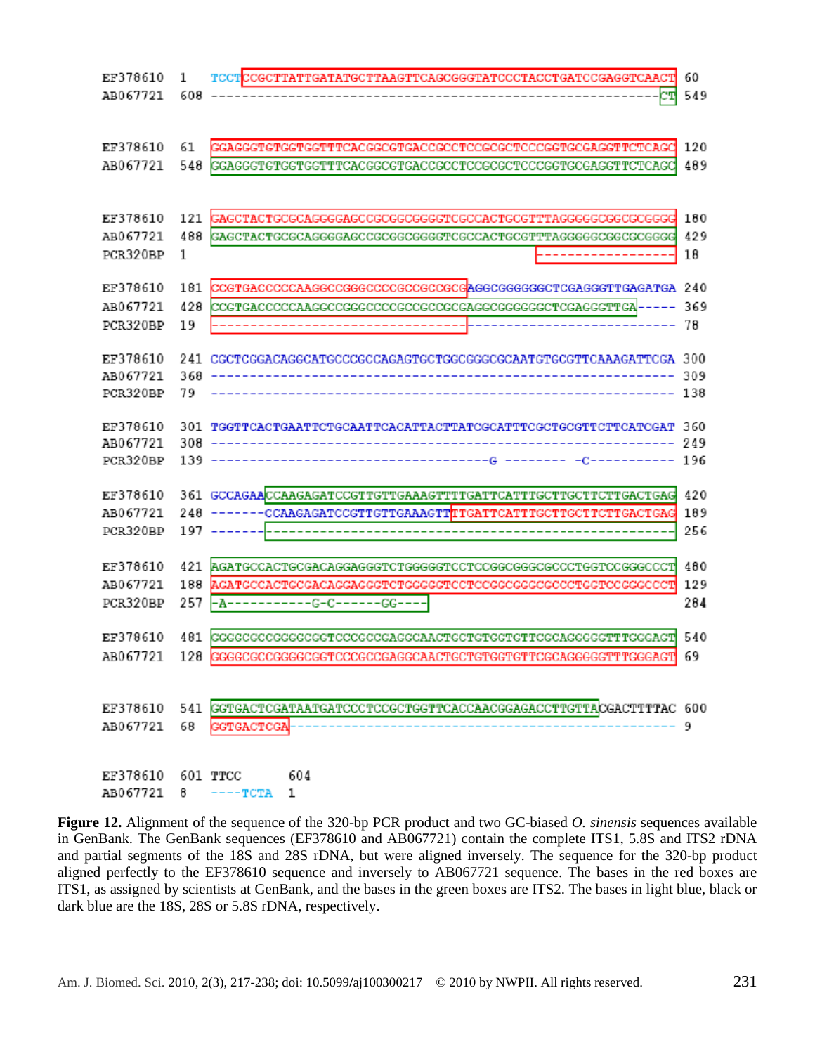```
EF378610   1  TCCTCCGCTTATTGATATGCTTAAGTTCAGCGGGTATCCCTACCTGATCCGAGGTCAACT  60
AB067721 608  ----------------------------------------------------------CT 549

EF378610  61  GGAGGGTGTGGTGGTTTCACGGCGTGACCGCCTCCGCGCTCCCGGTGCGAGGTTCTCAGC 120
AB067721 548  GGAGGGTGTGGTGGTTTCACGGCGTGACCGCCTCCGCGCTCCCGGTGCGAGGTTCTCAGC 489

EF378610 121  GAGCTACTGCGCAGGGGAGCCGCGGCGGGGTCGCCACTGCGTTTAGGGGGCGGCGCGGGG 180
AB067721 488  GAGCTACTGCGCAGGGGAGCCGCGGCGGGGTCGCCACTGCGTTTAGGGGGCGGCGCGGGG 429
PCR320BP   1                                            ------------------ 18

EF378610 181  CCGTGACCCCCAAGGCCGGGCCCCGCCGCCGCGAGGCGGGGGGCTCGAGGGTTGAGATGA 240
AB067721 428  CCGTGACCCCCAAGGCCGGGCCCCGCCGCCGCGAGGCGGGGGGCTCGAGGGTTGA----- 369
PCR320BP  19  ------------------------------------------------------------ 78

EF378610 241  CGCTCGGACAGGCATGCCCGCCAGAGTGCTGGCGGGCGCAATGTGCGTTCAAAGATTCGA 300
AB067721 368  ------------------------------------------------------------ 309
PCR320BP  79  ------------------------------------------------------------ 138

EF378610 301  TGGTTCACTGAATTCTGCAATTCACATTACTTATCGCATTTCGCTGCGTTCTTCATCGAT 360
AB067721 308  ------------------------------------------------------------ 249
PCR320BP 139  ------------------------------------G --------  -C---------- 196

EF378610 361  GCCAGAACCAAGAGATCCGTTGTTGAAAGTTTTGATTCATTTGCTTGCTTCTTGACTGAG 420
AB067721 248  -------CCAAGAGATCCGTTGTTGAAAGTTTTGATTCATTTGCTTGCTTCTTGACTGAG 189
PCR320BP 197  ------------------------------------------------------------ 256

EF378610 421  AGATGCCACTGCGACAGGAGGGTCTGGGGGTCCTCCGGCGGGCGCCCTGGTCCGGGCCCT 480
AB067721 188  AGATGCCACTGCGACAGGAGGGTCTGGGGGTCCTCCGGCGGGCGCCCTGGTCCGGGCCCT 129
PCR320BP 257  -A-----------G-C------GG----                                 284

EF378610 481  GGGGCGCCGGGGCGGTCCCGCCGAGGCAACTGCTGTGGTGTTCGCAGGGGGTTTGGGAGT 540
AB067721 128  GGGGCGCCGGGGCGGTCCCGCCGAGGCAACTGCTGTGGTGTTCGCAGGGGGTTTGGGAGT 69

EF378610 541  GGTGACTCGATAATGATCCCTCCGCTGGTTCACCAACGGAGACCTTGTTACGACTTTTAC 600
AB067721  68  GGTGACTCGA-------------------------------------------------- 9

EF378610 601  TTCC        604
AB067721   8  ----TCTA    1
```

**Figure 12.** Alignment of the sequence of the 320-bp PCR product and two GC-biased *O. sinensis* sequences available in GenBank. The GenBank sequences (EF378610 and AB067721) contain the complete ITS1, 5.8S and ITS2 rDNA and partial segments of the 18S and 28S rDNA, but were aligned inversely. The sequence for the 320-bp product aligned perfectly to the EF378610 sequence and inversely to AB067721 sequence. The bases in the red boxes are ITS1, as assigned by scientists at GenBank, and the bases in the green boxes are ITS2. The bases in light blue, black or dark blue are the 18S, 28S or 5.8S rDNA, respectively.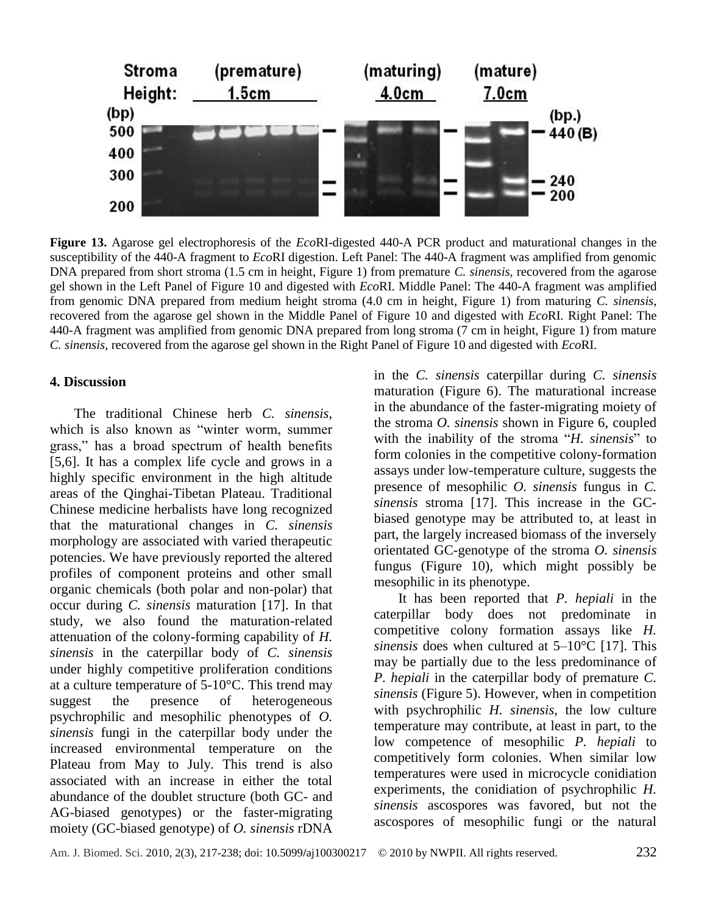**Figure 13.** Agarose gel electrophoresis of the *Eco*RI-digested 440-A PCR product and maturational changes in the susceptibility of the 440-A fragment to *Eco*RI digestion. Left Panel: The 440-A fragment was amplified from genomic DNA prepared from short stroma (1.5 cm in height, Figure 1) from premature *C. sinensis*, recovered from the agarose gel shown in the Left Panel of Figure 10 and digested with *Eco*RI. Middle Panel: The 440-A fragment was amplified from genomic DNA prepared from medium height stroma (4.0 cm in height, Figure 1) from maturing *C. sinensis*, recovered from the agarose gel shown in the Middle Panel of Figure 10 and digested with *Eco*RI. Right Panel: The 440-A fragment was amplified from genomic DNA prepared from long stroma (7 cm in height, Figure 1) from mature *C. sinensis*, recovered from the agarose gel shown in the Right Panel of Figure 10 and digested with *Eco*RI.

## 4. Discussion

The traditional Chinese herb *C. sinensis*, which is also known as "winter worm, summer grass," has a broad spectrum of health benefits [5,6]. It has a complex life cycle and grows in a highly specific environment in the high altitude areas of the Qinghai-Tibetan Plateau. Traditional Chinese medicine herbalists have long recognized that the maturational changes in *C. sinensis* morphology are associated with varied therapeutic potencies. We have previously reported the altered profiles of component proteins and other small organic chemicals (both polar and non-polar) that occur during *C. sinensis* maturation [17]. In that study, we also found the maturation-related attenuation of the colony-forming capability of *H. sinensis* in the caterpillar body of *C. sinensis* under highly competitive proliferation conditions at a culture temperature of 5-10°C. This trend may suggest the presence of heterogeneous psychrophilic and mesophilic phenotypes of *O. sinensis* fungi in the caterpillar body under the increased environmental temperature on the Plateau from May to July. This trend is also associated with an increase in either the total abundance of the doublet structure (both GC- and AG-biased genotypes) or the faster-migrating moiety (GC-biased genotype) of *O. sinensis* rDNA in the *C. sinensis* caterpillar during *C. sinensis* maturation (Figure 6). The maturational increase in the abundance of the faster-migrating moiety of the stroma *O. sinensis* shown in Figure 6, coupled with the inability of the stroma "*H. sinensis*" to form colonies in the competitive colony-formation assays under low-temperature culture, suggests the presence of mesophilic *O. sinensis* fungus in *C. sinensis* stroma [17]. This increase in the GC-biased genotype may be attributed to, at least in part, the largely increased biomass of the inversely orientated GC-genotype of the stroma *O. sinensis* fungus (Figure 10), which might possibly be mesophilic in its phenotype.

It has been reported that *P. hepiali* in the caterpillar body does not predominate in competitive colony formation assays like *H. sinensis* does when cultured at 5–10°C [17]. This may be partially due to the less predominance of *P. hepiali* in the caterpillar body of premature *C. sinensis* (Figure 5). However, when in competition with psychrophilic *H. sinensis*, the low culture temperature may contribute, at least in part, to the low competence of mesophilic *P. hepiali* to competitively form colonies. When similar low temperatures were used in microcycle conidiation experiments, the conidiation of psychrophilic *H. sinensis* ascospores was favored, but not the ascospores of mesophilic fungi or the natural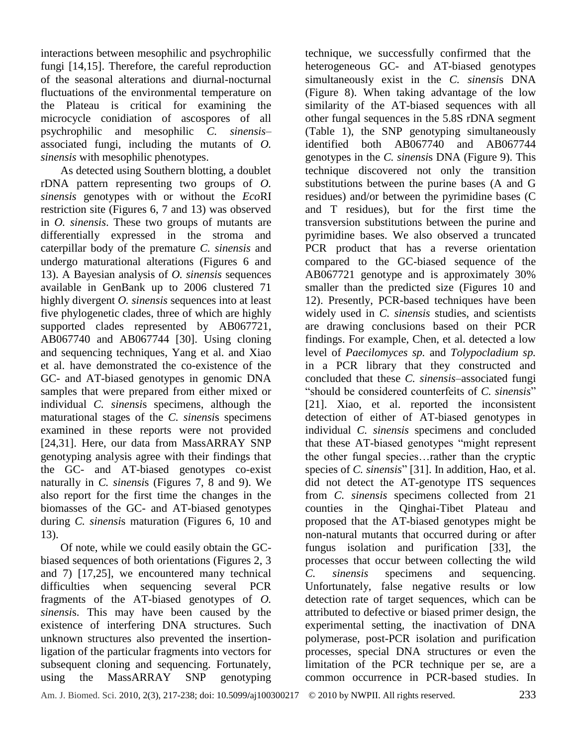interactions between mesophilic and psychrophilic fungi [14,15]. Therefore, the careful reproduction of the seasonal alterations and diurnal-nocturnal fluctuations of the environmental temperature on the Plateau is critical for examining the microcycle conidiation of ascospores of all psychrophilic and mesophilic *C. sinensis*–associated fungi, including the mutants of *O. sinensis* with mesophilic phenotypes.

As detected using Southern blotting, a doublet rDNA pattern representing two groups of *O. sinensis* genotypes with or without the *Eco*RI restriction site (Figures 6, 7 and 13) was observed in *O. sinensis*. These two groups of mutants are differentially expressed in the stroma and caterpillar body of the premature *C. sinensis* and undergo maturational alterations (Figures 6 and 13). A Bayesian analysis of *O. sinensis* sequences available in GenBank up to 2006 clustered 71 highly divergent *O. sinensis* sequences into at least five phylogenetic clades, three of which are highly supported clades represented by AB067721, AB067740 and AB067744 [30]. Using cloning and sequencing techniques, Yang et al. and Xiao et al. have demonstrated the co-existence of the GC- and AT-biased genotypes in genomic DNA samples that were prepared from either mixed or individual *C. sinensis* specimens, although the maturational stages of the *C. sinensis* specimens examined in these reports were not provided [24,31]. Here, our data from MassARRAY SNP genotyping analysis agree with their findings that the GC- and AT-biased genotypes co-exist naturally in *C. sinensis* (Figures 7, 8 and 9). We also report for the first time the changes in the biomasses of the GC- and AT-biased genotypes during *C. sinensis* maturation (Figures 6, 10 and 13).

Of note, while we could easily obtain the GC-biased sequences of both orientations (Figures 2, 3 and 7) [17,25], we encountered many technical difficulties when sequencing several PCR fragments of the AT-biased genotypes of *O. sinensis*. This may have been caused by the existence of interfering DNA structures. Such unknown structures also prevented the insertion-ligation of the particular fragments into vectors for subsequent cloning and sequencing. Fortunately, using the MassARRAY SNP genotyping technique, we successfully confirmed that the heterogeneous GC- and AT-biased genotypes simultaneously exist in the *C. sinensis* DNA (Figure 8). When taking advantage of the low similarity of the AT-biased sequences with all other fungal sequences in the 5.8S rDNA segment (Table 1), the SNP genotyping simultaneously identified both AB067740 and AB067744 genotypes in the *C. sinensis* DNA (Figure 9). This technique discovered not only the transition substitutions between the purine bases (A and G residues) and/or between the pyrimidine bases (C and T residues), but for the first time the transversion substitutions between the purine and pyrimidine bases. We also observed a truncated PCR product that has a reverse orientation compared to the GC-biased sequence of the AB067721 genotype and is approximately 30% smaller than the predicted size (Figures 10 and 12). Presently, PCR-based techniques have been widely used in *C. sinensis* studies, and scientists are drawing conclusions based on their PCR findings. For example, Chen, et al. detected a low level of *Paecilomyces sp.* and *Tolypocladium sp.* in a PCR library that they constructed and concluded that these *C. sinensis*–associated fungi "should be considered counterfeits of *C. sinensis*" [21]. Xiao, et al. reported the inconsistent detection of either of AT-biased genotypes in individual *C. sinensis* specimens and concluded that these AT-biased genotypes "might represent the other fungal species…rather than the cryptic species of *C. sinensis*" [31]. In addition, Hao, et al. did not detect the AT-genotype ITS sequences from *C. sinensis* specimens collected from 21 counties in the Qinghai-Tibet Plateau and proposed that the AT-biased genotypes might be non-natural mutants that occurred during or after fungus isolation and purification [33], the processes that occur between collecting the wild *C. sinensis* specimens and sequencing. Unfortunately, false negative results or low detection rate of target sequences, which can be attributed to defective or biased primer design, the experimental setting, the inactivation of DNA polymerase, post-PCR isolation and purification processes, special DNA structures or even the limitation of the PCR technique per se, are a common occurrence in PCR-based studies. In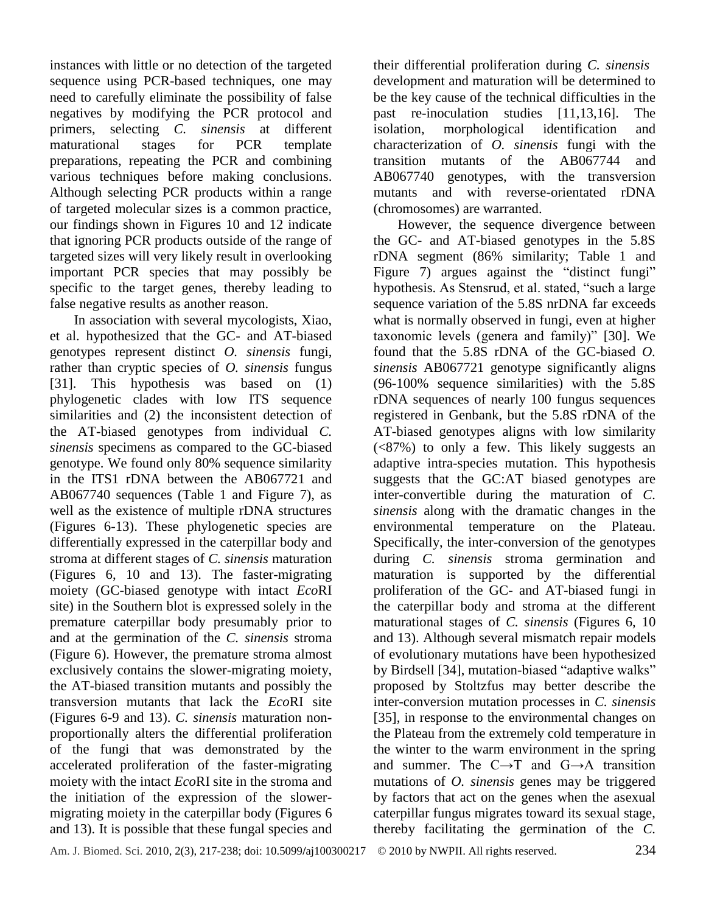instances with little or no detection of the targeted sequence using PCR-based techniques, one may need to carefully eliminate the possibility of false negatives by modifying the PCR protocol and primers, selecting *C. sinensis* at different maturational stages for PCR template preparations, repeating the PCR and combining various techniques before making conclusions. Although selecting PCR products within a range of targeted molecular sizes is a common practice, our findings shown in Figures 10 and 12 indicate that ignoring PCR products outside of the range of targeted sizes will very likely result in overlooking important PCR species that may possibly be specific to the target genes, thereby leading to false negative results as another reason.

In association with several mycologists, Xiao, et al. hypothesized that the GC- and AT-biased genotypes represent distinct *O. sinensis* fungi, rather than cryptic species of *O. sinensis* fungus [31]. This hypothesis was based on (1) phylogenetic clades with low ITS sequence similarities and (2) the inconsistent detection of the AT-biased genotypes from individual *C. sinensis* specimens as compared to the GC-biased genotype. We found only 80% sequence similarity in the ITS1 rDNA between the AB067721 and AB067740 sequences (Table 1 and Figure 7), as well as the existence of multiple rDNA structures (Figures 6-13). These phylogenetic species are differentially expressed in the caterpillar body and stroma at different stages of *C. sinensis* maturation (Figures 6, 10 and 13). The faster-migrating moiety (GC-biased genotype with intact *Eco*RI site) in the Southern blot is expressed solely in the premature caterpillar body presumably prior to and at the germination of the *C. sinensis* stroma (Figure 6). However, the premature stroma almost exclusively contains the slower-migrating moiety, the AT-biased transition mutants and possibly the transversion mutants that lack the *Eco*RI site (Figures 6-9 and 13). *C. sinensis* maturation non-proportionally alters the differential proliferation of the fungi that was demonstrated by the accelerated proliferation of the faster-migrating moiety with the intact *Eco*RI site in the stroma and the initiation of the expression of the slower-migrating moiety in the caterpillar body (Figures 6 and 13). It is possible that these fungal species and their differential proliferation during *C. sinensis* development and maturation will be determined to be the key cause of the technical difficulties in the past re-inoculation studies [11,13,16]. The isolation, morphological identification and characterization of *O. sinensis* fungi with the transition mutants of the AB067744 and AB067740 genotypes, with the transversion mutants and with reverse-orientated rDNA (chromosomes) are warranted.

However, the sequence divergence between the GC- and AT-biased genotypes in the 5.8S rDNA segment (86% similarity; Table 1 and Figure 7) argues against the "distinct fungi" hypothesis. As Stensrud, et al. stated, "such a large sequence variation of the 5.8S nrDNA far exceeds what is normally observed in fungi, even at higher taxonomic levels (genera and family)" [30]. We found that the 5.8S rDNA of the GC-biased *O. sinensis* AB067721 genotype significantly aligns (96-100% sequence similarities) with the 5.8S rDNA sequences of nearly 100 fungus sequences registered in Genbank, but the 5.8S rDNA of the AT-biased genotypes aligns with low similarity (<87%) to only a few. This likely suggests an adaptive intra-species mutation. This hypothesis suggests that the GC:AT biased genotypes are inter-convertible during the maturation of *C. sinensis* along with the dramatic changes in the environmental temperature on the Plateau. Specifically, the inter-conversion of the genotypes during *C. sinensis* stroma germination and maturation is supported by the differential proliferation of the GC- and AT-biased fungi in the caterpillar body and stroma at the different maturational stages of *C. sinensis* (Figures 6, 10 and 13). Although several mismatch repair models of evolutionary mutations have been hypothesized by Birdsell [34], mutation-biased "adaptive walks" proposed by Stoltzfus may better describe the inter-conversion mutation processes in *C. sinensis* [35], in response to the environmental changes on the Plateau from the extremely cold temperature in the winter to the warm environment in the spring and summer. The C→T and G→A transition mutations of *O. sinensis* genes may be triggered by factors that act on the genes when the asexual caterpillar fungus migrates toward its sexual stage, thereby facilitating the germination of the *C.*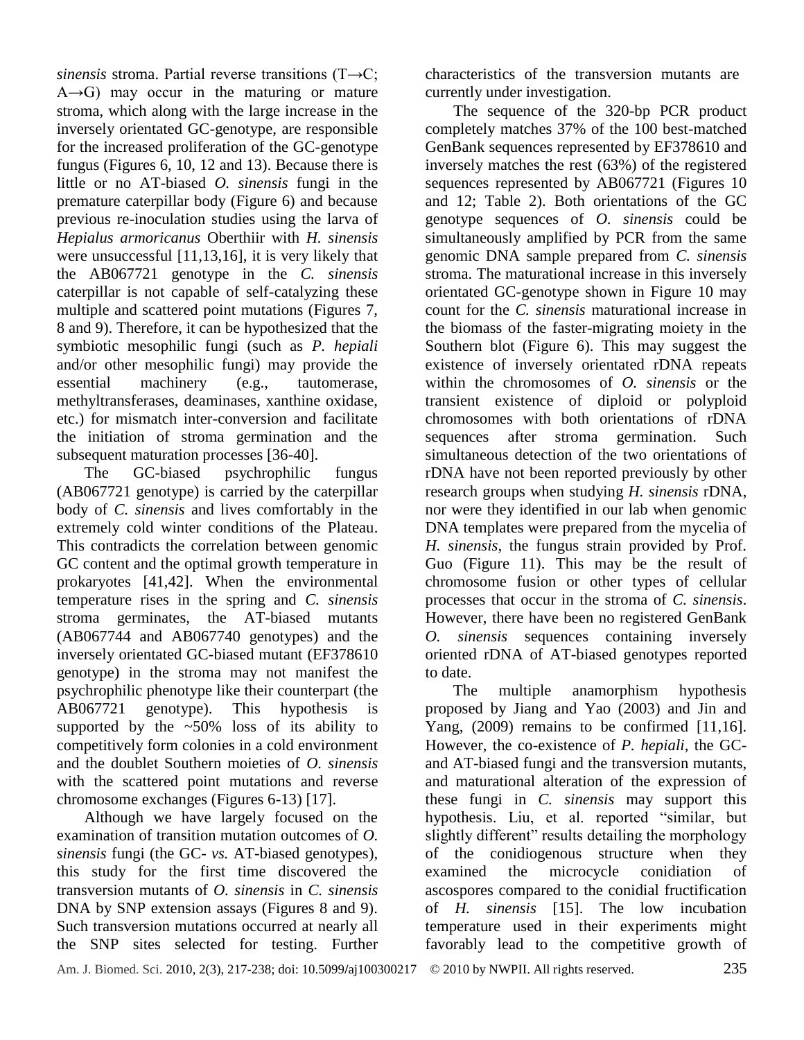*sinensis* stroma. Partial reverse transitions (T→C; A→G) may occur in the maturing or mature stroma, which along with the large increase in the inversely orientated GC-genotype, are responsible for the increased proliferation of the GC-genotype fungus (Figures 6, 10, 12 and 13). Because there is little or no AT-biased *O. sinensis* fungi in the premature caterpillar body (Figure 6) and because previous re-inoculation studies using the larva of *Hepialus armoricanus* Oberthiir with *H. sinensis* were unsuccessful [11,13,16], it is very likely that the AB067721 genotype in the *C. sinensis* caterpillar is not capable of self-catalyzing these multiple and scattered point mutations (Figures 7, 8 and 9). Therefore, it can be hypothesized that the symbiotic mesophilic fungi (such as *P. hepiali* and/or other mesophilic fungi) may provide the essential machinery (e.g., tautomerase, methyltransferases, deaminases, xanthine oxidase, etc.) for mismatch inter-conversion and facilitate the initiation of stroma germination and the subsequent maturation processes [36-40].

The GC-biased psychrophilic fungus (AB067721 genotype) is carried by the caterpillar body of *C. sinensis* and lives comfortably in the extremely cold winter conditions of the Plateau. This contradicts the correlation between genomic GC content and the optimal growth temperature in prokaryotes [41,42]. When the environmental temperature rises in the spring and *C. sinensis* stroma germinates, the AT-biased mutants (AB067744 and AB067740 genotypes) and the inversely orientated GC-biased mutant (EF378610 genotype) in the stroma may not manifest the psychrophilic phenotype like their counterpart (the AB067721 genotype). This hypothesis is supported by the ~50% loss of its ability to competitively form colonies in a cold environment and the doublet Southern moieties of *O. sinensis* with the scattered point mutations and reverse chromosome exchanges (Figures 6-13) [17].

Although we have largely focused on the examination of transition mutation outcomes of *O. sinensis* fungi (the GC- *vs.* AT-biased genotypes), this study for the first time discovered the transversion mutants of *O. sinensis* in *C. sinensis* DNA by SNP extension assays (Figures 8 and 9). Such transversion mutations occurred at nearly all the SNP sites selected for testing. Further characteristics of the transversion mutants are currently under investigation.

The sequence of the 320-bp PCR product completely matches 37% of the 100 best-matched GenBank sequences represented by EF378610 and inversely matches the rest (63%) of the registered sequences represented by AB067721 (Figures 10 and 12; Table 2). Both orientations of the GC genotype sequences of *O. sinensis* could be simultaneously amplified by PCR from the same genomic DNA sample prepared from *C. sinensis* stroma. The maturational increase in this inversely orientated GC-genotype shown in Figure 10 may count for the *C. sinensis* maturational increase in the biomass of the faster-migrating moiety in the Southern blot (Figure 6). This may suggest the existence of inversely orientated rDNA repeats within the chromosomes of *O. sinensis* or the transient existence of diploid or polyploid chromosomes with both orientations of rDNA sequences after stroma germination. Such simultaneous detection of the two orientations of rDNA have not been reported previously by other research groups when studying *H. sinensis* rDNA, nor were they identified in our lab when genomic DNA templates were prepared from the mycelia of *H. sinensis*, the fungus strain provided by Prof. Guo (Figure 11). This may be the result of chromosome fusion or other types of cellular processes that occur in the stroma of *C. sinensis*. However, there have been no registered GenBank *O. sinensis* sequences containing inversely oriented rDNA of AT-biased genotypes reported to date.

The multiple anamorphism hypothesis proposed by Jiang and Yao (2003) and Jin and Yang, (2009) remains to be confirmed [11,16]. However, the co-existence of *P. hepiali*, the GC- and AT-biased fungi and the transversion mutants, and maturational alteration of the expression of these fungi in *C. sinensis* may support this hypothesis. Liu, et al. reported "similar, but slightly different" results detailing the morphology of the conidiogenous structure when they examined the microcycle conidiation of ascospores compared to the conidial fructification of *H. sinensis* [15]. The low incubation temperature used in their experiments might favorably lead to the competitive growth of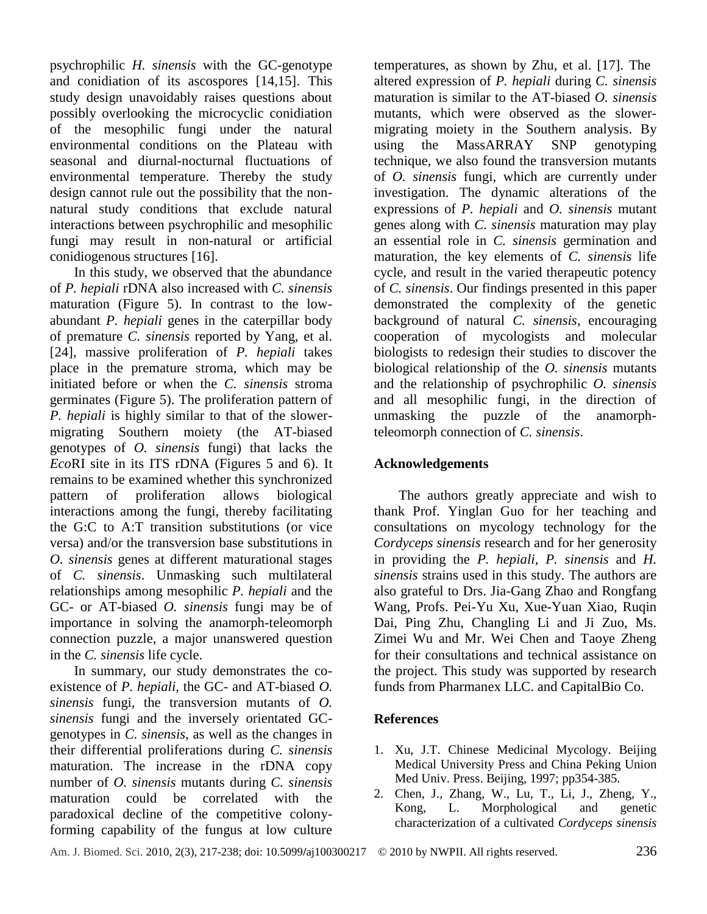psychrophilic *H. sinensis* with the GC-genotype and conidiation of its ascospores [14,15]. This study design unavoidably raises questions about possibly overlooking the microcyclic conidiation of the mesophilic fungi under the natural environmental conditions on the Plateau with seasonal and diurnal-nocturnal fluctuations of environmental temperature. Thereby the study design cannot rule out the possibility that the non-natural study conditions that exclude natural interactions between psychrophilic and mesophilic fungi may result in non-natural or artificial conidiogenous structures [16].

In this study, we observed that the abundance of *P. hepiali* rDNA also increased with *C. sinensis* maturation (Figure 5). In contrast to the low-abundant *P. hepiali* genes in the caterpillar body of premature *C. sinensis* reported by Yang, et al. [24], massive proliferation of *P. hepiali* takes place in the premature stroma, which may be initiated before or when the *C. sinensis* stroma germinates (Figure 5). The proliferation pattern of *P. hepiali* is highly similar to that of the slower-migrating Southern moiety (the AT-biased genotypes of *O. sinensis* fungi) that lacks the *Eco*RI site in its ITS rDNA (Figures 5 and 6). It remains to be examined whether this synchronized pattern of proliferation allows biological interactions among the fungi, thereby facilitating the G:C to A:T transition substitutions (or vice versa) and/or the transversion base substitutions in *O. sinensis* genes at different maturational stages of *C. sinensis*. Unmasking such multilateral relationships among mesophilic *P. hepiali* and the GC- or AT-biased *O. sinensis* fungi may be of importance in solving the anamorph-teleomorph connection puzzle, a major unanswered question in the *C. sinensis* life cycle.

In summary, our study demonstrates the co-existence of *P. hepiali*, the GC- and AT-biased *O. sinensis* fungi, the transversion mutants of *O. sinensis* fungi and the inversely orientated GC-genotypes in *C. sinensis*, as well as the changes in their differential proliferations during *C. sinensis* maturation. The increase in the rDNA copy number of *O. sinensis* mutants during *C. sinensis* maturation could be correlated with the paradoxical decline of the competitive colony-forming capability of the fungus at low culture temperatures, as shown by Zhu, et al. [17]. The altered expression of *P. hepiali* during *C. sinensis* maturation is similar to the AT-biased *O. sinensis* mutants, which were observed as the slower-migrating moiety in the Southern analysis. By using the MassARRAY SNP genotyping technique, we also found the transversion mutants of *O. sinensis* fungi, which are currently under investigation. The dynamic alterations of the expressions of *P. hepiali* and *O. sinensis* mutant genes along with *C. sinensis* maturation may play an essential role in *C. sinensis* germination and maturation, the key elements of *C. sinensis* life cycle, and result in the varied therapeutic potency of *C. sinensis*. Our findings presented in this paper demonstrated the complexity of the genetic background of natural *C. sinensis*, encouraging cooperation of mycologists and molecular biologists to redesign their studies to discover the biological relationship of the *O. sinensis* mutants and the relationship of psychrophilic *O. sinensis* and all mesophilic fungi, in the direction of unmasking the puzzle of the anamorph-teleomorph connection of *C. sinensis*.

## Acknowledgements

The authors greatly appreciate and wish to thank Prof. Yinglan Guo for her teaching and consultations on mycology technology for the *Cordyceps sinensis* research and for her generosity in providing the *P. hepiali*, *P. sinensis* and *H. sinensis* strains used in this study. The authors are also grateful to Drs. Jia-Gang Zhao and Rongfang Wang, Profs. Pei-Yu Xu, Xue-Yuan Xiao, Ruqin Dai, Ping Zhu, Changling Li and Ji Zuo, Ms. Zimei Wu and Mr. Wei Chen and Taoye Zheng for their consultations and technical assistance on the project. This study was supported by research funds from Pharmanex LLC. and CapitalBio Co.

## References

1. Xu, J.T. Chinese Medicinal Mycology. Beijing Medical University Press and China Peking Union Med Univ. Press. Beijing, 1997; pp354-385.
2. Chen, J., Zhang, W., Lu, T., Li, J., Zheng, Y., Kong, L. Morphological and genetic characterization of a cultivated *Cordyceps sinensis*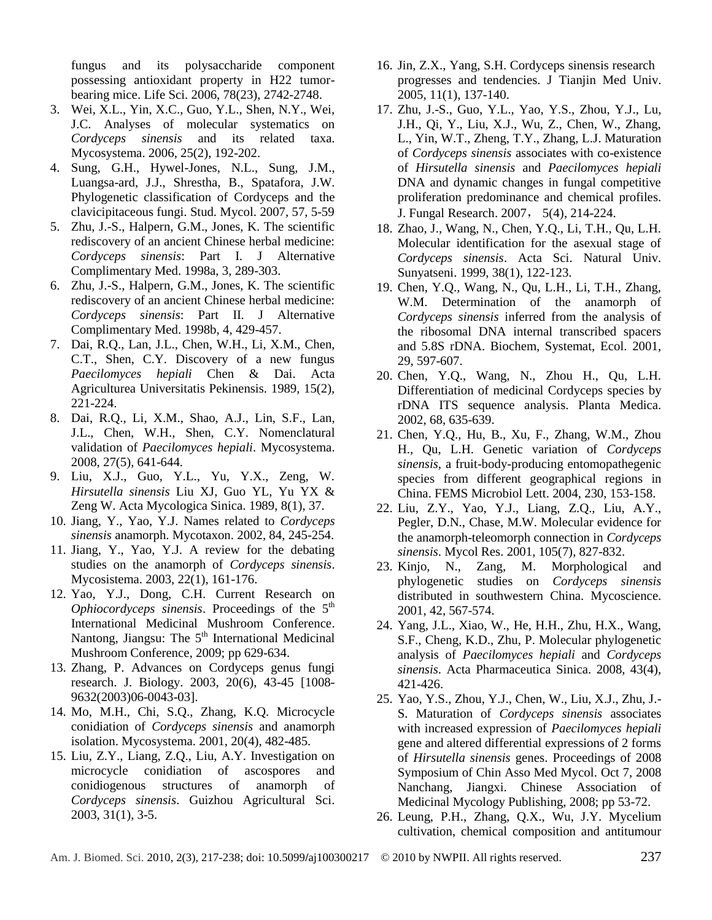fungus and its polysaccharide component possessing antioxidant property in H22 tumor-bearing mice. Life Sci. 2006, 78(23), 2742-2748.

3. Wei, X.L., Yin, X.C., Guo, Y.L., Shen, N.Y., Wei, J.C. Analyses of molecular systematics on *Cordyceps sinensis* and its related taxa. Mycosystema. 2006, 25(2), 192-202.
4. Sung, G.H., Hywel-Jones, N.L., Sung, J.M., Luangsa-ard, J.J., Shrestha, B., Spatafora, J.W. Phylogenetic classification of Cordyceps and the clavicipitaceous fungi. Stud. Mycol. 2007, 57, 5-59
5. Zhu, J.-S., Halpern, G.M., Jones, K. The scientific rediscovery of an ancient Chinese herbal medicine: *Cordyceps sinensis*: Part I. J Alternative Complimentary Med. 1998a, 3, 289-303.
6. Zhu, J.-S., Halpern, G.M., Jones, K. The scientific rediscovery of an ancient Chinese herbal medicine: *Cordyceps sinensis*: Part II. J Alternative Complimentary Med. 1998b, 4, 429-457.
7. Dai, R.Q., Lan, J.L., Chen, W.H., Li, X.M., Chen, C.T., Shen, C.Y. Discovery of a new fungus *Paecilomyces hepiali* Chen & Dai. Acta Agriculturea Universitatis Pekinensis. 1989, 15(2), 221-224.
8. Dai, R.Q., Li, X.M., Shao, A.J., Lin, S.F., Lan, J.L., Chen, W.H., Shen, C.Y. Nomenclatural validation of *Paecilomyces hepiali*. Mycosystema. 2008, 27(5), 641-644.
9. Liu, X.J., Guo, Y.L., Yu, Y.X., Zeng, W. *Hirsutella sinensis* Liu XJ, Guo YL, Yu YX & Zeng W. Acta Mycologica Sinica. 1989, 8(1), 37.
10. Jiang, Y., Yao, Y.J. Names related to *Cordyceps sinensis* anamorph. Mycotaxon. 2002, 84, 245-254.
11. Jiang, Y., Yao, Y.J. A review for the debating studies on the anamorph of *Cordyceps sinensis*. Mycosistema. 2003, 22(1), 161-176.
12. Yao, Y.J., Dong, C.H. Current Research on *Ophiocordyceps sinensis*. Proceedings of the 5th International Medicinal Mushroom Conference. Nantong, Jiangsu: The 5th International Medicinal Mushroom Conference, 2009; pp 629-634.
13. Zhang, P. Advances on Cordyceps genus fungi research. J. Biology. 2003, 20(6), 43-45 [1008-9632(2003)06-0043-03].
14. Mo, M.H., Chi, S.Q., Zhang, K.Q. Microcycle conidiation of *Cordyceps sinensis* and anamorph isolation. Mycosystema. 2001, 20(4), 482-485.
15. Liu, Z.Y., Liang, Z.Q., Liu, A.Y. Investigation on microcycle conidiation of ascospores and conidiogenous structures of anamorph of *Cordyceps sinensis*. Guizhou Agricultural Sci. 2003, 31(1), 3-5.
16. Jin, Z.X., Yang, S.H. Cordyceps sinensis research progresses and tendencies. J Tianjin Med Univ. 2005, 11(1), 137-140.
17. Zhu, J.-S., Guo, Y.L., Yao, Y.S., Zhou, Y.J., Lu, J.H., Qi, Y., Liu, X.J., Wu, Z., Chen, W., Zhang, L., Yin, W.T., Zheng, T.Y., Zhang, L.J. Maturation of *Cordyceps sinensis* associates with co-existence of *Hirsutella sinensis* and *Paecilomyces hepiali* DNA and dynamic changes in fungal competitive proliferation predominance and chemical profiles. J. Fungal Research. 2007， 5(4), 214-224.
18. Zhao, J., Wang, N., Chen, Y.Q., Li, T.H., Qu, L.H. Molecular identification for the asexual stage of *Cordyceps sinensis*. Acta Sci. Natural Univ. Sunyatseni. 1999, 38(1), 122-123.
19. Chen, Y.Q., Wang, N., Qu, L.H., Li, T.H., Zhang, W.M. Determination of the anamorph of *Cordyceps sinensis* inferred from the analysis of the ribosomal DNA internal transcribed spacers and 5.8S rDNA. Biochem, Systemat, Ecol. 2001, 29, 597-607.
20. Chen, Y.Q., Wang, N., Zhou H., Qu, L.H. Differentiation of medicinal Cordyceps species by rDNA ITS sequence analysis. Planta Medica. 2002, 68, 635-639.
21. Chen, Y.Q., Hu, B., Xu, F., Zhang, W.M., Zhou H., Qu, L.H. Genetic variation of *Cordyceps sinensis*, a fruit-body-producing entomopathegenic species from different geographical regions in China. FEMS Microbiol Lett. 2004, 230, 153-158.
22. Liu, Z.Y., Yao, Y.J., Liang, Z.Q., Liu, A.Y., Pegler, D.N., Chase, M.W. Molecular evidence for the anamorph-teleomorph connection in *Cordyceps sinensis*. Mycol Res. 2001, 105(7), 827-832.
23. Kinjo, N., Zang, M. Morphological and phylogenetic studies on *Cordyceps sinensis* distributed in southwestern China. Mycoscience. 2001, 42, 567-574.
24. Yang, J.L., Xiao, W., He, H.H., Zhu, H.X., Wang, S.F., Cheng, K.D., Zhu, P. Molecular phylogenetic analysis of *Paecilomyces hepiali* and *Cordyceps sinensis*. Acta Pharmaceutica Sinica. 2008, 43(4), 421-426.
25. Yao, Y.S., Zhou, Y.J., Chen, W., Liu, X.J., Zhu, J.-S. Maturation of *Cordyceps sinensis* associates with increased expression of *Paecilomyces hepiali* gene and altered differential expressions of 2 forms of *Hirsutella sinensis* genes. Proceedings of 2008 Symposium of Chin Asso Med Mycol. Oct 7, 2008 Nanchang, Jiangxi. Chinese Association of Medicinal Mycology Publishing, 2008; pp 53-72.
26. Leung, P.H., Zhang, Q.X., Wu, J.Y. Mycelium cultivation, chemical composition and antitumour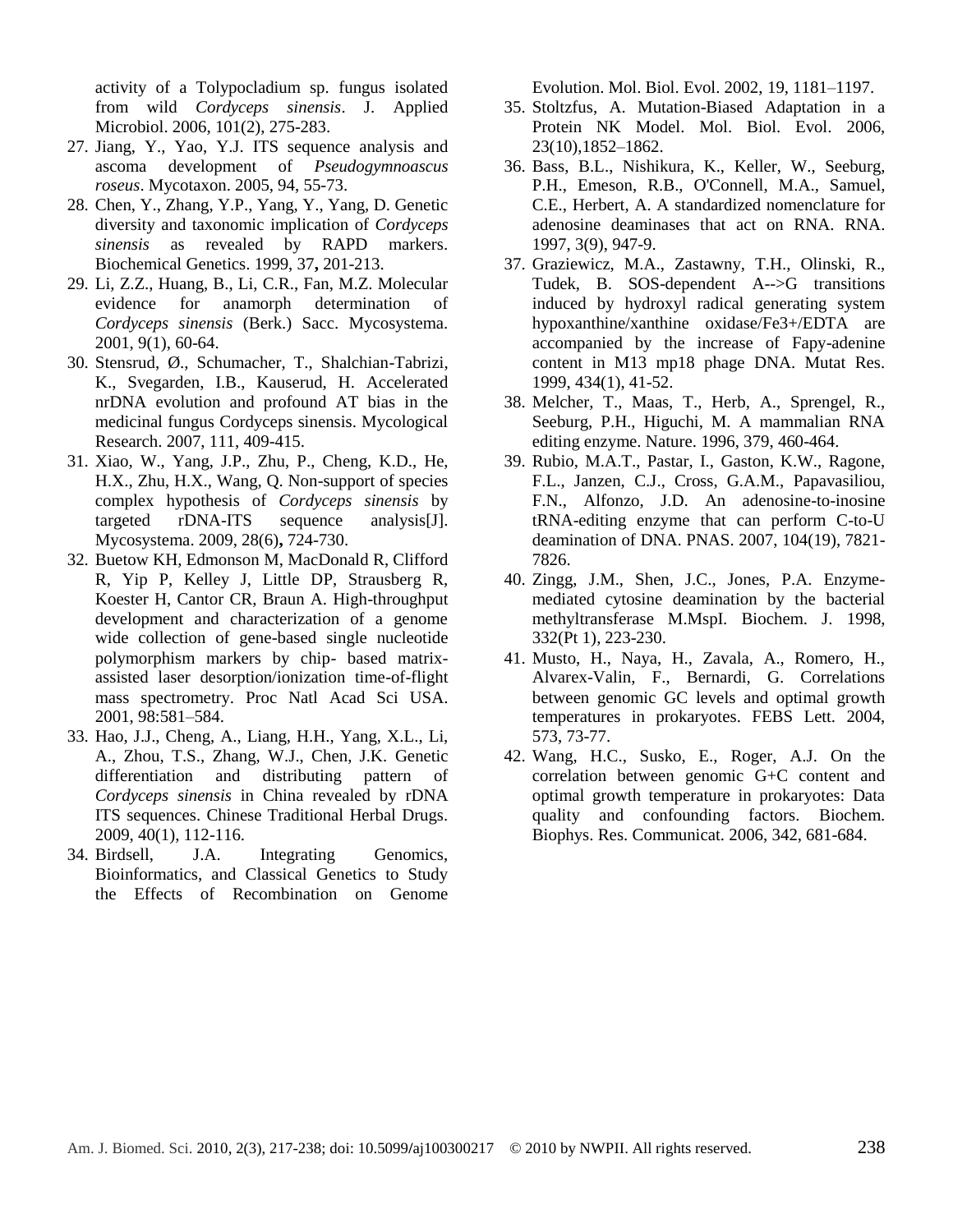activity of a Tolypocladium sp. fungus isolated from wild *Cordyceps sinensis*. J. Applied Microbiol. 2006, 101(2), 275-283.

27. Jiang, Y., Yao, Y.J. ITS sequence analysis and ascoma development of *Pseudogymnoascus roseus*. Mycotaxon. 2005, 94, 55-73.
28. Chen, Y., Zhang, Y.P., Yang, Y., Yang, D. Genetic diversity and taxonomic implication of *Cordyceps sinensis* as revealed by RAPD markers. Biochemical Genetics. 1999, 37**,** 201-213.
29. Li, Z.Z., Huang, B., Li, C.R., Fan, M.Z. Molecular evidence for anamorph determination of *Cordyceps sinensis* (Berk.) Sacc. Mycosystema. 2001, 9(1), 60-64.
30. Stensrud, Ø., Schumacher, T., Shalchian-Tabrizi, K., Svegarden, I.B., Kauserud, H. Accelerated nrDNA evolution and profound AT bias in the medicinal fungus Cordyceps sinensis. Mycological Research. 2007, 111, 409-415.
31. Xiao, W., Yang, J.P., Zhu, P., Cheng, K.D., He, H.X., Zhu, H.X., Wang, Q. Non-support of species complex hypothesis of *Cordyceps sinensis* by targeted rDNA-ITS sequence analysis[J]. Mycosystema. 2009, 28(6)**,** 724-730.
32. Buetow KH, Edmonson M, MacDonald R, Clifford R, Yip P, Kelley J, Little DP, Strausberg R, Koester H, Cantor CR, Braun A. High-throughput development and characterization of a genome wide collection of gene-based single nucleotide polymorphism markers by chip- based matrix-assisted laser desorption/ionization time-of-flight mass spectrometry. Proc Natl Acad Sci USA. 2001, 98:581–584.
33. Hao, J.J., Cheng, A., Liang, H.H., Yang, X.L., Li, A., Zhou, T.S., Zhang, W.J., Chen, J.K. Genetic differentiation and distributing pattern of *Cordyceps sinensis* in China revealed by rDNA ITS sequences. Chinese Traditional Herbal Drugs. 2009, 40(1), 112-116.
34. Birdsell, J.A. Integrating Genomics, Bioinformatics, and Classical Genetics to Study the Effects of Recombination on Genome Evolution. Mol. Biol. Evol. 2002, 19, 1181–1197.
35. Stoltzfus, A. Mutation-Biased Adaptation in a Protein NK Model. Mol. Biol. Evol. 2006, 23(10),1852–1862.
36. Bass, B.L., Nishikura, K., Keller, W., Seeburg, P.H., Emeson, R.B., O'Connell, M.A., Samuel, C.E., Herbert, A. A standardized nomenclature for adenosine deaminases that act on RNA. RNA. 1997, 3(9), 947-9.
37. Graziewicz, M.A., Zastawny, T.H., Olinski, R., Tudek, B. SOS-dependent A-->G transitions induced by hydroxyl radical generating system hypoxanthine/xanthine oxidase/Fe3+/EDTA are accompanied by the increase of Fapy-adenine content in M13 mp18 phage DNA. Mutat Res. 1999, 434(1), 41-52.
38. Melcher, T., Maas, T., Herb, A., Sprengel, R., Seeburg, P.H., Higuchi, M. A mammalian RNA editing enzyme. Nature. 1996, 379, 460-464.
39. Rubio, M.A.T., Pastar, I., Gaston, K.W., Ragone, F.L., Janzen, C.J., Cross, G.A.M., Papavasiliou, F.N., Alfonzo, J.D. An adenosine-to-inosine tRNA-editing enzyme that can perform C-to-U deamination of DNA. PNAS. 2007, 104(19), 7821-7826.
40. Zingg, J.M., Shen, J.C., Jones, P.A. Enzyme-mediated cytosine deamination by the bacterial methyltransferase M.MspI. Biochem. J. 1998, 332(Pt 1), 223-230.
41. Musto, H., Naya, H., Zavala, A., Romero, H., Alvarex-Valin, F., Bernardi, G. Correlations between genomic GC levels and optimal growth temperatures in prokaryotes. FEBS Lett. 2004, 573, 73-77.
42. Wang, H.C., Susko, E., Roger, A.J. On the correlation between genomic G+C content and optimal growth temperature in prokaryotes: Data quality and confounding factors. Biochem. Biophys. Res. Communicat. 2006, 342, 681-684.